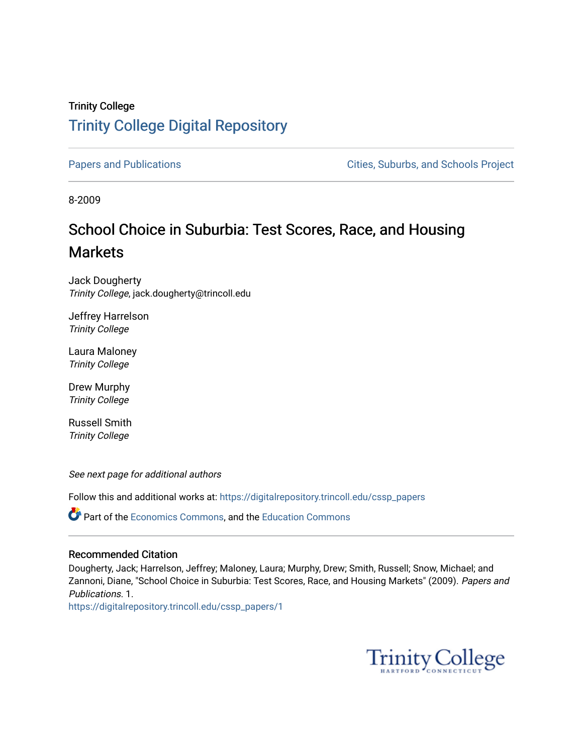Trinity College

# Trinity College Digital Repository

Papers and Publications

Cities, Suburbs, and Schools Project

8-2009

## School Choice in Suburbia: Test Scores, Race, and Housing Markets

Jack Dougherty
*Trinity College*, jack.dougherty@trincoll.edu

Jeffrey Harrelson
*Trinity College*

Laura Maloney
*Trinity College*

Drew Murphy
*Trinity College*

Russell Smith
*Trinity College*

*See next page for additional authors*

Follow this and additional works at: https://digitalrepository.trincoll.edu/cssp_papers

Part of the Economics Commons, and the Education Commons

### Recommended Citation

Dougherty, Jack; Harrelson, Jeffrey; Maloney, Laura; Murphy, Drew; Smith, Russell; Snow, Michael; and Zannoni, Diane, "School Choice in Suburbia: Test Scores, Race, and Housing Markets" (2009). *Papers and Publications*. 1.
https://digitalrepository.trincoll.edu/cssp_papers/1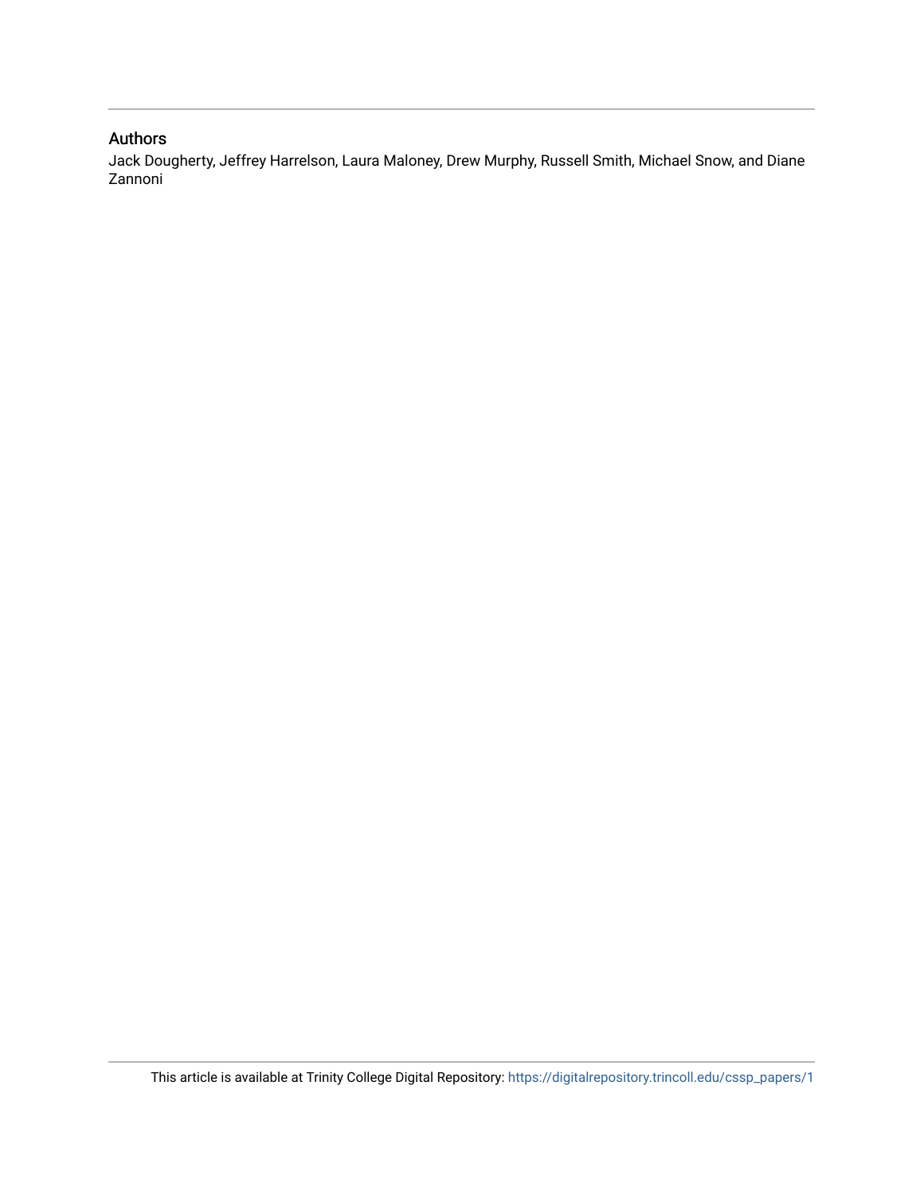## Authors

Jack Dougherty, Jeffrey Harrelson, Laura Maloney, Drew Murphy, Russell Smith, Michael Snow, and Diane Zannoni

This article is available at Trinity College Digital Repository: https://digitalrepository.trincoll.edu/cssp_papers/1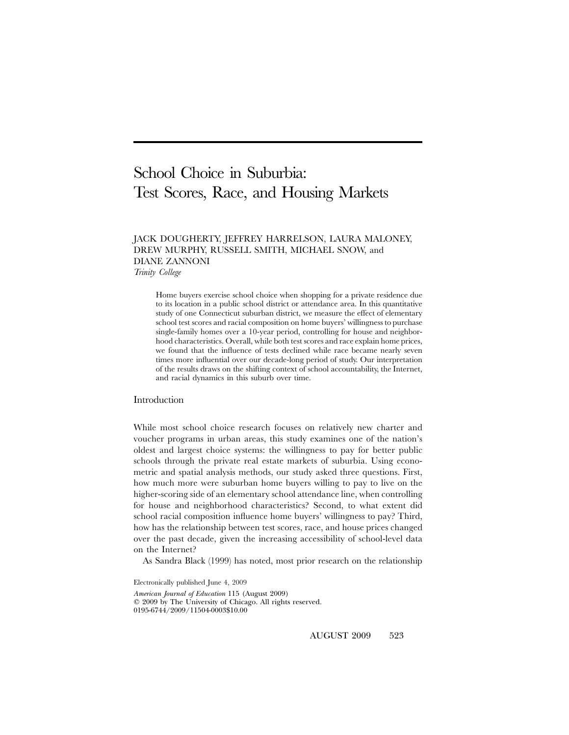# School Choice in Suburbia: Test Scores, Race, and Housing Markets

JACK DOUGHERTY, JEFFREY HARRELSON, LAURA MALONEY, DREW MURPHY, RUSSELL SMITH, MICHAEL SNOW, and DIANE ZANNONI

*Trinity College*

Home buyers exercise school choice when shopping for a private residence due to its location in a public school district or attendance area. In this quantitative study of one Connecticut suburban district, we measure the effect of elementary school test scores and racial composition on home buyers' willingness to purchase single-family homes over a 10-year period, controlling for house and neighborhood characteristics. Overall, while both test scores and race explain home prices, we found that the influence of tests declined while race became nearly seven times more influential over our decade-long period of study. Our interpretation of the results draws on the shifting context of school accountability, the Internet, and racial dynamics in this suburb over time.

## Introduction

While most school choice research focuses on relatively new charter and voucher programs in urban areas, this study examines one of the nation's oldest and largest choice systems: the willingness to pay for better public schools through the private real estate markets of suburbia. Using econometric and spatial analysis methods, our study asked three questions. First, how much more were suburban home buyers willing to pay to live on the higher-scoring side of an elementary school attendance line, when controlling for house and neighborhood characteristics? Second, to what extent did school racial composition influence home buyers' willingness to pay? Third, how has the relationship between test scores, race, and house prices changed over the past decade, given the increasing accessibility of school-level data on the Internet?

As Sandra Black (1999) has noted, most prior research on the relationship

Electronically published June 4, 2009

*American Journal of Education* 115 (August 2009)
© 2009 by The University of Chicago. All rights reserved.
0195-6744/2009/11504-0003$10.00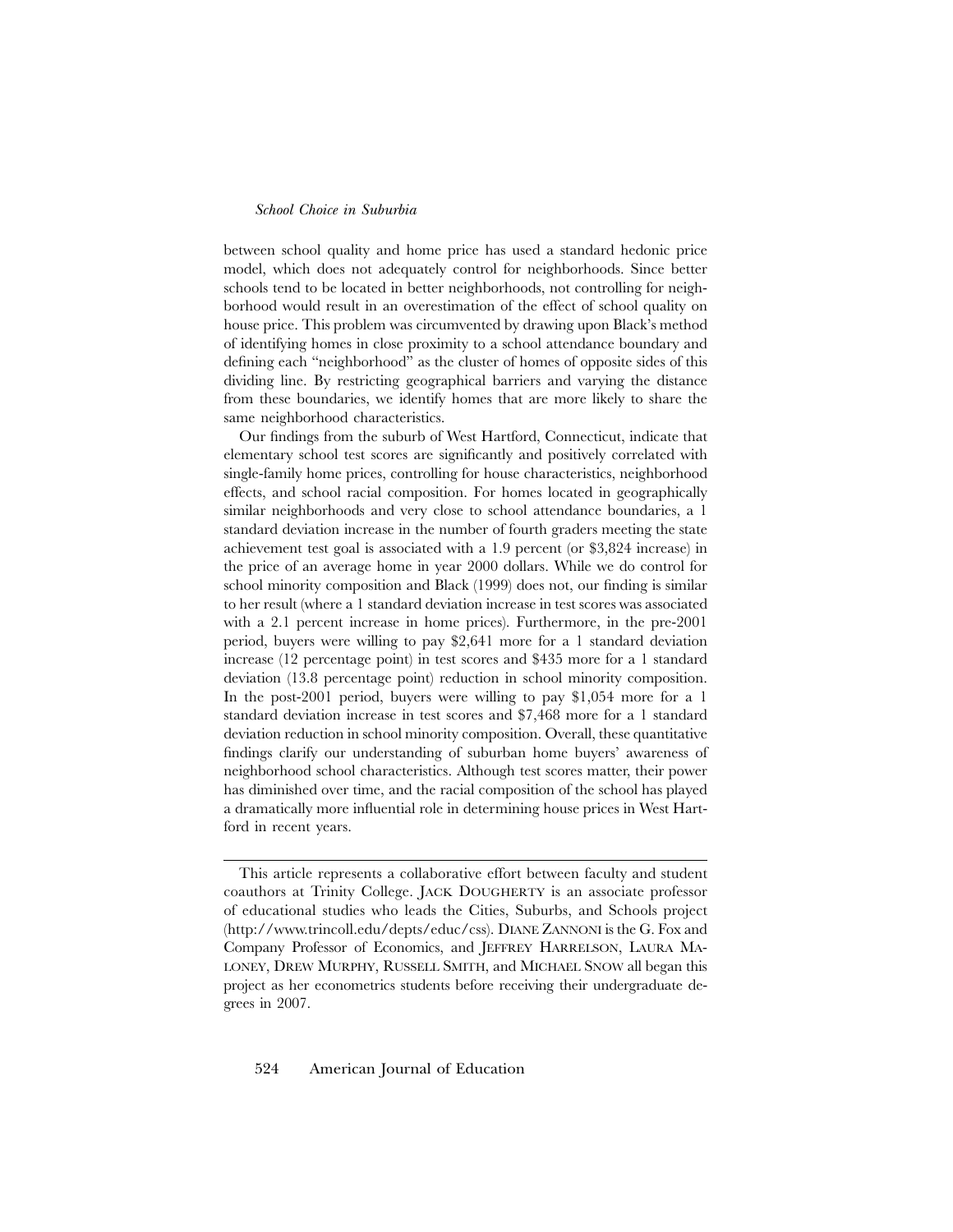between school quality and home price has used a standard hedonic price model, which does not adequately control for neighborhoods. Since better schools tend to be located in better neighborhoods, not controlling for neighborhood would result in an overestimation of the effect of school quality on house price. This problem was circumvented by drawing upon Black's method of identifying homes in close proximity to a school attendance boundary and defining each "neighborhood" as the cluster of homes of opposite sides of this dividing line. By restricting geographical barriers and varying the distance from these boundaries, we identify homes that are more likely to share the same neighborhood characteristics.

Our findings from the suburb of West Hartford, Connecticut, indicate that elementary school test scores are significantly and positively correlated with single-family home prices, controlling for house characteristics, neighborhood effects, and school racial composition. For homes located in geographically similar neighborhoods and very close to school attendance boundaries, a 1 standard deviation increase in the number of fourth graders meeting the state achievement test goal is associated with a 1.9 percent (or $3,824 increase) in the price of an average home in year 2000 dollars. While we do control for school minority composition and Black (1999) does not, our finding is similar to her result (where a 1 standard deviation increase in test scores was associated with a 2.1 percent increase in home prices). Furthermore, in the pre-2001 period, buyers were willing to pay $2,641 more for a 1 standard deviation increase (12 percentage point) in test scores and $435 more for a 1 standard deviation (13.8 percentage point) reduction in school minority composition. In the post-2001 period, buyers were willing to pay $1,054 more for a 1 standard deviation increase in test scores and $7,468 more for a 1 standard deviation reduction in school minority composition. Overall, these quantitative findings clarify our understanding of suburban home buyers' awareness of neighborhood school characteristics. Although test scores matter, their power has diminished over time, and the racial composition of the school has played a dramatically more influential role in determining house prices in West Hartford in recent years.

---

This article represents a collaborative effort between faculty and student coauthors at Trinity College. JACK DOUGHERTY is an associate professor of educational studies who leads the Cities, Suburbs, and Schools project (http://www.trincoll.edu/depts/educ/css). DIANE ZANNONI is the G. Fox and Company Professor of Economics, and JEFFREY HARRELSON, LAURA MALONEY, DREW MURPHY, RUSSELL SMITH, and MICHAEL SNOW all began this project as her econometrics students before receiving their undergraduate degrees in 2007.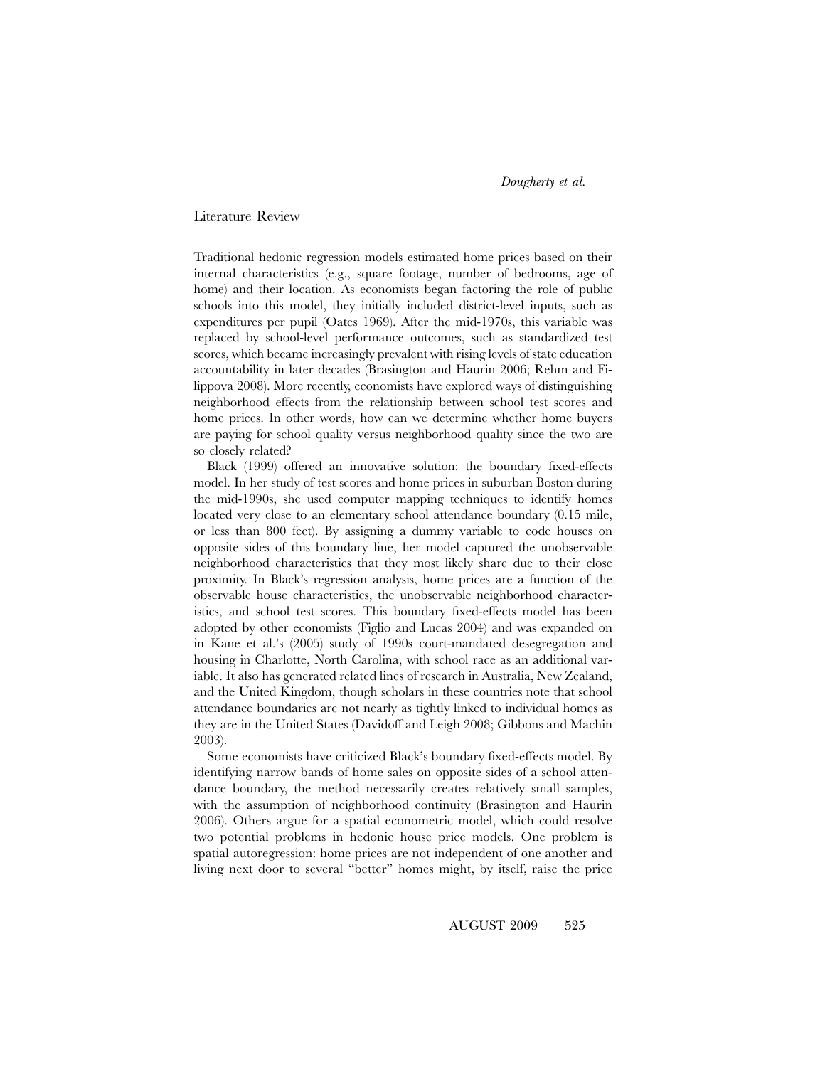## Literature Review

Traditional hedonic regression models estimated home prices based on their internal characteristics (e.g., square footage, number of bedrooms, age of home) and their location. As economists began factoring the role of public schools into this model, they initially included district-level inputs, such as expenditures per pupil (Oates 1969). After the mid-1970s, this variable was replaced by school-level performance outcomes, such as standardized test scores, which became increasingly prevalent with rising levels of state education accountability in later decades (Brasington and Haurin 2006; Rehm and Filippova 2008). More recently, economists have explored ways of distinguishing neighborhood effects from the relationship between school test scores and home prices. In other words, how can we determine whether home buyers are paying for school quality versus neighborhood quality since the two are so closely related?

Black (1999) offered an innovative solution: the boundary fixed-effects model. In her study of test scores and home prices in suburban Boston during the mid-1990s, she used computer mapping techniques to identify homes located very close to an elementary school attendance boundary (0.15 mile, or less than 800 feet). By assigning a dummy variable to code houses on opposite sides of this boundary line, her model captured the unobservable neighborhood characteristics that they most likely share due to their close proximity. In Black's regression analysis, home prices are a function of the observable house characteristics, the unobservable neighborhood characteristics, and school test scores. This boundary fixed-effects model has been adopted by other economists (Figlio and Lucas 2004) and was expanded on in Kane et al.'s (2005) study of 1990s court-mandated desegregation and housing in Charlotte, North Carolina, with school race as an additional variable. It also has generated related lines of research in Australia, New Zealand, and the United Kingdom, though scholars in these countries note that school attendance boundaries are not nearly as tightly linked to individual homes as they are in the United States (Davidoff and Leigh 2008; Gibbons and Machin 2003).

Some economists have criticized Black's boundary fixed-effects model. By identifying narrow bands of home sales on opposite sides of a school attendance boundary, the method necessarily creates relatively small samples, with the assumption of neighborhood continuity (Brasington and Haurin 2006). Others argue for a spatial econometric model, which could resolve two potential problems in hedonic house price models. One problem is spatial autoregression: home prices are not independent of one another and living next door to several "better" homes might, by itself, raise the price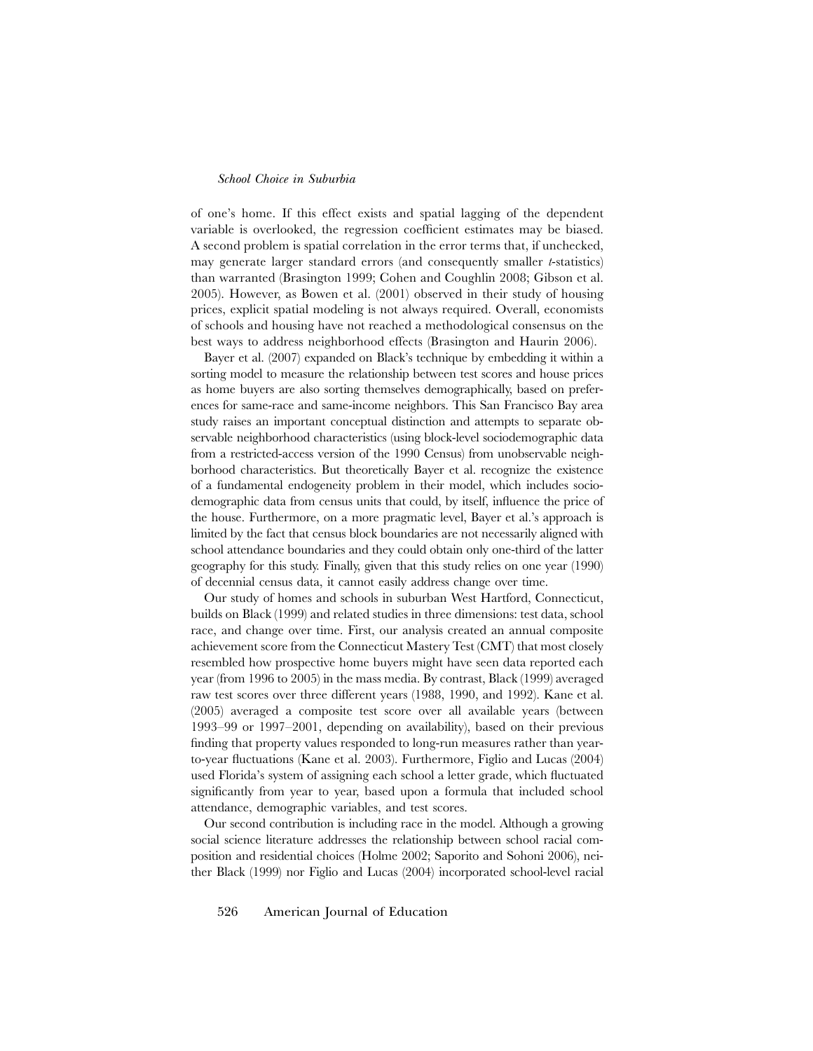of one's home. If this effect exists and spatial lagging of the dependent variable is overlooked, the regression coefficient estimates may be biased. A second problem is spatial correlation in the error terms that, if unchecked, may generate larger standard errors (and consequently smaller *t*-statistics) than warranted (Brasington 1999; Cohen and Coughlin 2008; Gibson et al. 2005). However, as Bowen et al. (2001) observed in their study of housing prices, explicit spatial modeling is not always required. Overall, economists of schools and housing have not reached a methodological consensus on the best ways to address neighborhood effects (Brasington and Haurin 2006).

Bayer et al. (2007) expanded on Black's technique by embedding it within a sorting model to measure the relationship between test scores and house prices as home buyers are also sorting themselves demographically, based on preferences for same-race and same-income neighbors. This San Francisco Bay area study raises an important conceptual distinction and attempts to separate observable neighborhood characteristics (using block-level sociodemographic data from a restricted-access version of the 1990 Census) from unobservable neighborhood characteristics. But theoretically Bayer et al. recognize the existence of a fundamental endogeneity problem in their model, which includes sociodemographic data from census units that could, by itself, influence the price of the house. Furthermore, on a more pragmatic level, Bayer et al.'s approach is limited by the fact that census block boundaries are not necessarily aligned with school attendance boundaries and they could obtain only one-third of the latter geography for this study. Finally, given that this study relies on one year (1990) of decennial census data, it cannot easily address change over time.

Our study of homes and schools in suburban West Hartford, Connecticut, builds on Black (1999) and related studies in three dimensions: test data, school race, and change over time. First, our analysis created an annual composite achievement score from the Connecticut Mastery Test (CMT) that most closely resembled how prospective home buyers might have seen data reported each year (from 1996 to 2005) in the mass media. By contrast, Black (1999) averaged raw test scores over three different years (1988, 1990, and 1992). Kane et al. (2005) averaged a composite test score over all available years (between 1993–99 or 1997–2001, depending on availability), based on their previous finding that property values responded to long-run measures rather than year-to-year fluctuations (Kane et al. 2003). Furthermore, Figlio and Lucas (2004) used Florida's system of assigning each school a letter grade, which fluctuated significantly from year to year, based upon a formula that included school attendance, demographic variables, and test scores.

Our second contribution is including race in the model. Although a growing social science literature addresses the relationship between school racial composition and residential choices (Holme 2002; Saporito and Sohoni 2006), neither Black (1999) nor Figlio and Lucas (2004) incorporated school-level racial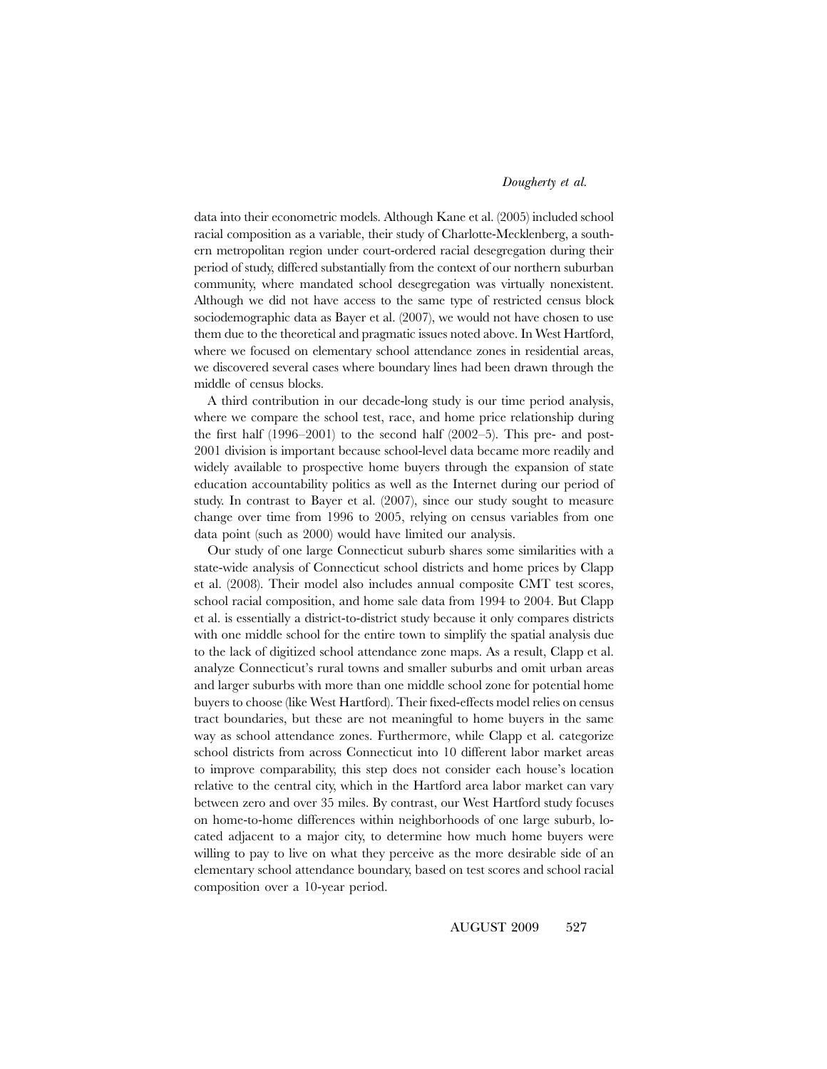data into their econometric models. Although Kane et al. (2005) included school racial composition as a variable, their study of Charlotte-Mecklenberg, a southern metropolitan region under court-ordered racial desegregation during their period of study, differed substantially from the context of our northern suburban community, where mandated school desegregation was virtually nonexistent. Although we did not have access to the same type of restricted census block sociodemographic data as Bayer et al. (2007), we would not have chosen to use them due to the theoretical and pragmatic issues noted above. In West Hartford, where we focused on elementary school attendance zones in residential areas, we discovered several cases where boundary lines had been drawn through the middle of census blocks.

A third contribution in our decade-long study is our time period analysis, where we compare the school test, race, and home price relationship during the first half (1996–2001) to the second half (2002–5). This pre- and post-2001 division is important because school-level data became more readily and widely available to prospective home buyers through the expansion of state education accountability politics as well as the Internet during our period of study. In contrast to Bayer et al. (2007), since our study sought to measure change over time from 1996 to 2005, relying on census variables from one data point (such as 2000) would have limited our analysis.

Our study of one large Connecticut suburb shares some similarities with a state-wide analysis of Connecticut school districts and home prices by Clapp et al. (2008). Their model also includes annual composite CMT test scores, school racial composition, and home sale data from 1994 to 2004. But Clapp et al. is essentially a district-to-district study because it only compares districts with one middle school for the entire town to simplify the spatial analysis due to the lack of digitized school attendance zone maps. As a result, Clapp et al. analyze Connecticut's rural towns and smaller suburbs and omit urban areas and larger suburbs with more than one middle school zone for potential home buyers to choose (like West Hartford). Their fixed-effects model relies on census tract boundaries, but these are not meaningful to home buyers in the same way as school attendance zones. Furthermore, while Clapp et al. categorize school districts from across Connecticut into 10 different labor market areas to improve comparability, this step does not consider each house's location relative to the central city, which in the Hartford area labor market can vary between zero and over 35 miles. By contrast, our West Hartford study focuses on home-to-home differences within neighborhoods of one large suburb, located adjacent to a major city, to determine how much home buyers were willing to pay to live on what they perceive as the more desirable side of an elementary school attendance boundary, based on test scores and school racial composition over a 10-year period.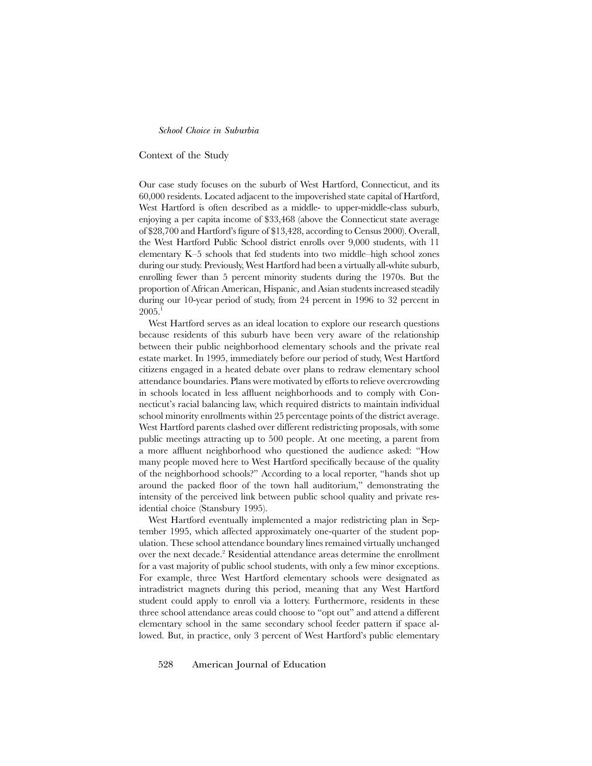## Context of the Study

Our case study focuses on the suburb of West Hartford, Connecticut, and its 60,000 residents. Located adjacent to the impoverished state capital of Hartford, West Hartford is often described as a middle- to upper-middle-class suburb, enjoying a per capita income of $33,468 (above the Connecticut state average of $28,700 and Hartford's figure of $13,428, according to Census 2000). Overall, the West Hartford Public School district enrolls over 9,000 students, with 11 elementary K–5 schools that fed students into two middle–high school zones during our study. Previously, West Hartford had been a virtually all-white suburb, enrolling fewer than 5 percent minority students during the 1970s. But the proportion of African American, Hispanic, and Asian students increased steadily during our 10-year period of study, from 24 percent in 1996 to 32 percent in 2005.[1]

West Hartford serves as an ideal location to explore our research questions because residents of this suburb have been very aware of the relationship between their public neighborhood elementary schools and the private real estate market. In 1995, immediately before our period of study, West Hartford citizens engaged in a heated debate over plans to redraw elementary school attendance boundaries. Plans were motivated by efforts to relieve overcrowding in schools located in less affluent neighborhoods and to comply with Connecticut's racial balancing law, which required districts to maintain individual school minority enrollments within 25 percentage points of the district average. West Hartford parents clashed over different redistricting proposals, with some public meetings attracting up to 500 people. At one meeting, a parent from a more affluent neighborhood who questioned the audience asked: "How many people moved here to West Hartford specifically because of the quality of the neighborhood schools?" According to a local reporter, "hands shot up around the packed floor of the town hall auditorium," demonstrating the intensity of the perceived link between public school quality and private residential choice (Stansbury 1995).

West Hartford eventually implemented a major redistricting plan in September 1995, which affected approximately one-quarter of the student population. These school attendance boundary lines remained virtually unchanged over the next decade.[2] Residential attendance areas determine the enrollment for a vast majority of public school students, with only a few minor exceptions. For example, three West Hartford elementary schools were designated as intradistrict magnets during this period, meaning that any West Hartford student could apply to enroll via a lottery. Furthermore, residents in these three school attendance areas could choose to "opt out" and attend a different elementary school in the same secondary school feeder pattern if space allowed. But, in practice, only 3 percent of West Hartford's public elementary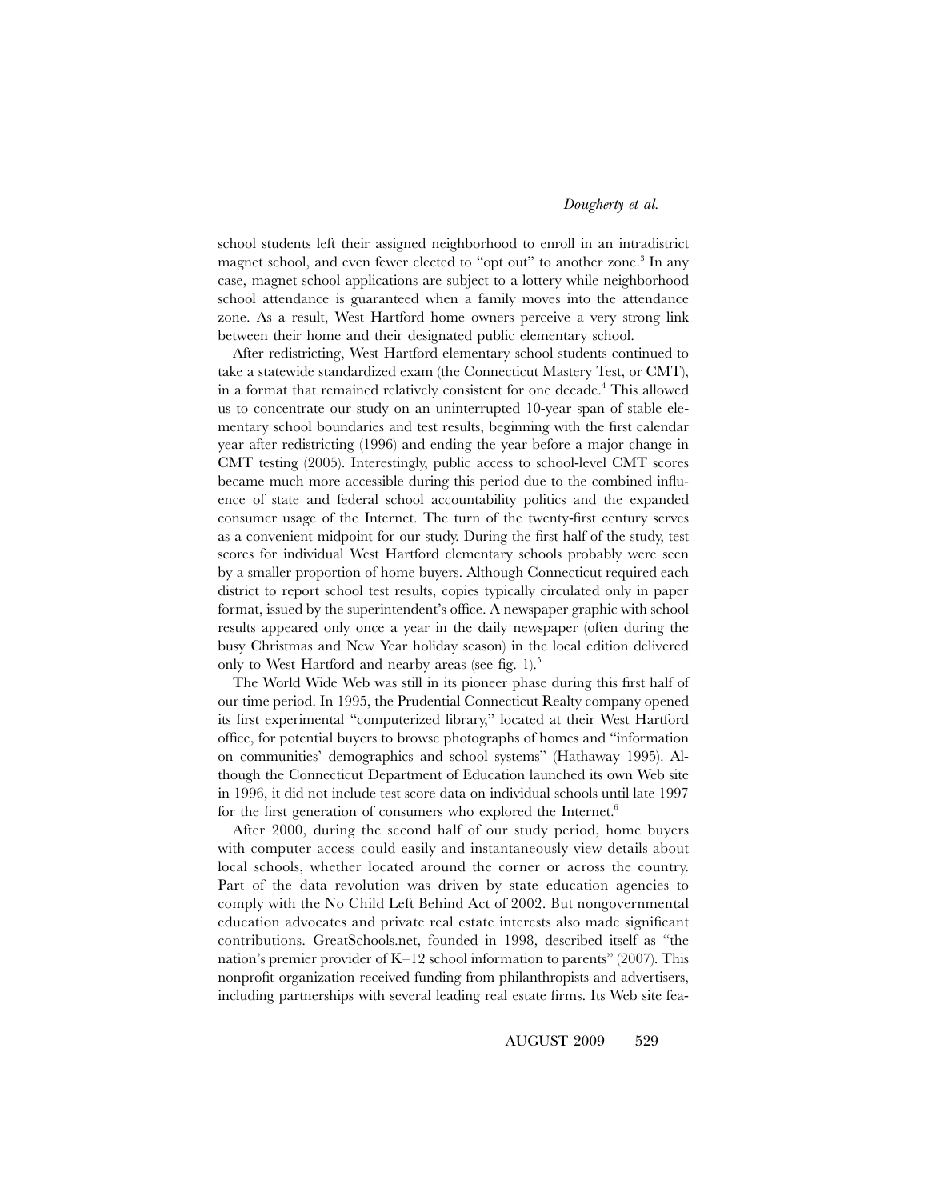school students left their assigned neighborhood to enroll in an intradistrict magnet school, and even fewer elected to "opt out" to another zone.[3] In any case, magnet school applications are subject to a lottery while neighborhood school attendance is guaranteed when a family moves into the attendance zone. As a result, West Hartford home owners perceive a very strong link between their home and their designated public elementary school.

After redistricting, West Hartford elementary school students continued to take a statewide standardized exam (the Connecticut Mastery Test, or CMT), in a format that remained relatively consistent for one decade.[4] This allowed us to concentrate our study on an uninterrupted 10-year span of stable elementary school boundaries and test results, beginning with the first calendar year after redistricting (1996) and ending the year before a major change in CMT testing (2005). Interestingly, public access to school-level CMT scores became much more accessible during this period due to the combined influence of state and federal school accountability politics and the expanded consumer usage of the Internet. The turn of the twenty-first century serves as a convenient midpoint for our study. During the first half of the study, test scores for individual West Hartford elementary schools probably were seen by a smaller proportion of home buyers. Although Connecticut required each district to report school test results, copies typically circulated only in paper format, issued by the superintendent's office. A newspaper graphic with school results appeared only once a year in the daily newspaper (often during the busy Christmas and New Year holiday season) in the local edition delivered only to West Hartford and nearby areas (see fig. 1).[5]

The World Wide Web was still in its pioneer phase during this first half of our time period. In 1995, the Prudential Connecticut Realty company opened its first experimental "computerized library," located at their West Hartford office, for potential buyers to browse photographs of homes and "information on communities' demographics and school systems" (Hathaway 1995). Although the Connecticut Department of Education launched its own Web site in 1996, it did not include test score data on individual schools until late 1997 for the first generation of consumers who explored the Internet.[6]

After 2000, during the second half of our study period, home buyers with computer access could easily and instantaneously view details about local schools, whether located around the corner or across the country. Part of the data revolution was driven by state education agencies to comply with the No Child Left Behind Act of 2002. But nongovernmental education advocates and private real estate interests also made significant contributions. GreatSchools.net, founded in 1998, described itself as "the nation's premier provider of K–12 school information to parents" (2007). This nonprofit organization received funding from philanthropists and advertisers, including partnerships with several leading real estate firms. Its Web site fea-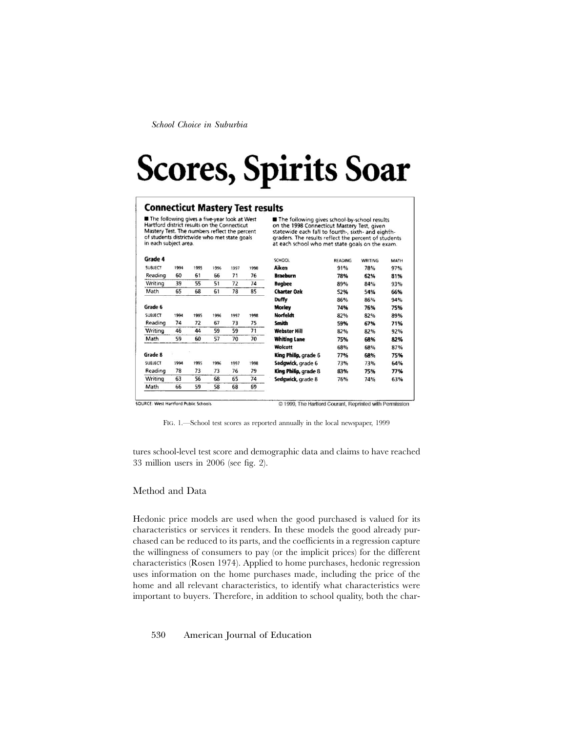# Scores, Spirits Soar

## Connecticut Mastery Test results

■ The following gives a five-year look at West Hartford district results on the Connecticut Mastery Test. The numbers reflect the percent of students districtwide who met state goals in each subject area.

**Grade 4**

| SUBJECT | 1994 | 1995 | 1996 | 1997 | 1998 |
|---|---|---|---|---|---|
| Reading | 60 | 61 | 66 | 71 | 76 |
| Writing | 39 | 55 | 51 | 72 | 74 |
| Math | 65 | 68 | 61 | 78 | 85 |

**Grade 6**

| SUBJECT | 1994 | 1995 | 1996 | 1997 | 1998 |
|---|---|---|---|---|---|
| Reading | 74 | 72 | 67 | 73 | 75 |
| Writing | 46 | 44 | 59 | 59 | 71 |
| Math | 59 | 60 | 57 | 70 | 70 |

**Grade 8**

| SUBJECT | 1994 | 1995 | 1996 | 1997 | 1998 |
|---|---|---|---|---|---|
| Reading | 78 | 73 | 73 | 76 | 79 |
| Writing | 63 | 56 | 68 | 65 | 74 |
| Math | 66 | 59 | 58 | 68 | 69 |

■ The following gives school-by-school results on the 1998 Connecticut Mastery Test, given statewide each fall to fourth-, sixth- and eighth-graders. The results reflect the percent of students at each school who met state goals on the exam.

| SCHOOL | READING | WRITING | MATH |
|---|---|---|---|
| **Aiken** | 91% | 78% | 97% |
| **Braeburn** | **78%** | **62%** | **81%** |
| **Bugbee** | 89% | 84% | 93% |
| **Charter Oak** | **52%** | **54%** | **66%** |
| **Duffy** | 86% | 86% | 94% |
| **Morley** | **74%** | **76%** | **75%** |
| **Norfeldt** | 82% | 82% | 89% |
| **Smith** | **59%** | **67%** | **71%** |
| **Webster Hill** | 82% | 82% | 92% |
| **Whiting Lane** | **75%** | **68%** | **82%** |
| **Wolcott** | 68% | 68% | 87% |
| **King Philip**, grade 6 | **77%** | **68%** | **75%** |
| **Sedgwick**, grade 6 | 73% | 73% | 64% |
| **King Philip**, grade 8 | **83%** | **75%** | **77%** |
| **Sedgwick**, grade 8 | 76% | 74% | 63% |

SOURCE: West Hartford Public Schools

© 1999, The Hartford Courant, Reprinted with Permission

FIG. 1.—School test scores as reported annually in the local newspaper, 1999

tures school-level test score and demographic data and claims to have reached 33 million users in 2006 (see fig. 2).

## Method and Data

Hedonic price models are used when the good purchased is valued for its characteristics or services it renders. In these models the good already purchased can be reduced to its parts, and the coefficients in a regression capture the willingness of consumers to pay (or the implicit prices) for the different characteristics (Rosen 1974). Applied to home purchases, hedonic regression uses information on the home purchases made, including the price of the home and all relevant characteristics, to identify what characteristics were important to buyers. Therefore, in addition to school quality, both the char-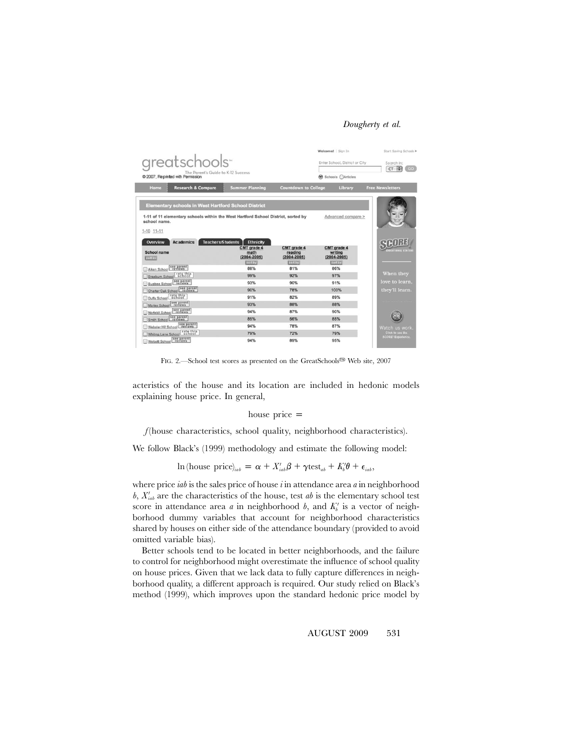| School name | CMT grade 4 math (2004-2005) | CMT grade 4 reading (2004-2005) | CMT grade 4 writing (2004-2005) |
|---|---|---|---|
| Aiken School | 88% | 81% | 86% |
| Braeburn School | 99% | 92% | 97% |
| Bugbee School | 93% | 90% | 91% |
| Charter Oak School | 90% | 78% | 100% |
| Duffy School | 91% | 82% | 89% |
| Morley School | 93% | 86% | 88% |
| Norfeldt School | 94% | 87% | 90% |
| Smith School | 85% | 56% | 85% |
| Webster Hill School | 94% | 78% | 87% |
| Whiting Lane School | 79% | 72% | 79% |
| Wolcott School | 94% | 89% | 95% |

FIG. 2.—School test scores as presented on the GreatSchools™ Web site, 2007

acteristics of the house and its location are included in hedonic models explaining house price. In general,

$$\text{house price} =$$

$$f(\text{house characteristics, school quality, neighborhood characteristics}).$$

We follow Black's (1999) methodology and estimate the following model:

$$\ln(\text{house price})_{iab} = \alpha + X'_{iab}\beta + \gamma\text{test}_{ab} + K'_b\theta + \epsilon_{iab},$$

where price *iab* is the sales price of house *i* in attendance area *a* in neighborhood *b*, $X'_{iab}$ are the characteristics of the house, test *ab* is the elementary school test score in attendance area *a* in neighborhood *b*, and $K'_b$ is a vector of neighborhood dummy variables that account for neighborhood characteristics shared by houses on either side of the attendance boundary (provided to avoid omitted variable bias).

Better schools tend to be located in better neighborhoods, and the failure to control for neighborhood might overestimate the influence of school quality on house prices. Given that we lack data to fully capture differences in neighborhood quality, a different approach is required. Our study relied on Black's method (1999), which improves upon the standard hedonic price model by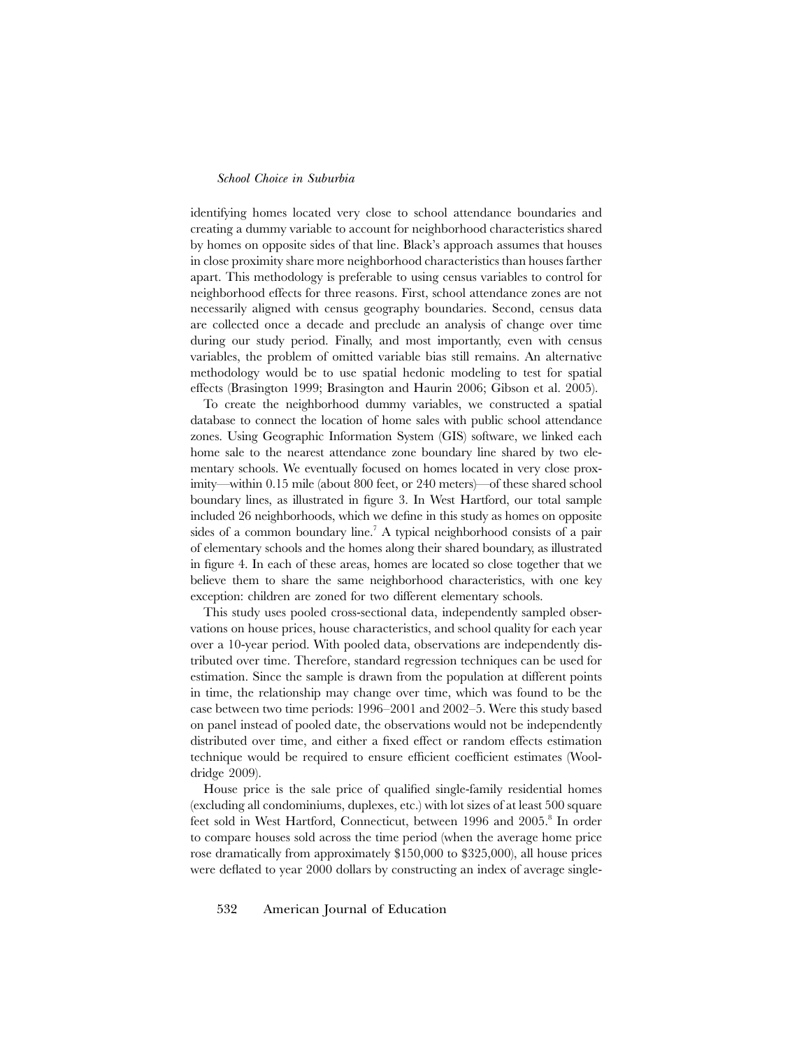identifying homes located very close to school attendance boundaries and creating a dummy variable to account for neighborhood characteristics shared by homes on opposite sides of that line. Black's approach assumes that houses in close proximity share more neighborhood characteristics than houses farther apart. This methodology is preferable to using census variables to control for neighborhood effects for three reasons. First, school attendance zones are not necessarily aligned with census geography boundaries. Second, census data are collected once a decade and preclude an analysis of change over time during our study period. Finally, and most importantly, even with census variables, the problem of omitted variable bias still remains. An alternative methodology would be to use spatial hedonic modeling to test for spatial effects (Brasington 1999; Brasington and Haurin 2006; Gibson et al. 2005).

To create the neighborhood dummy variables, we constructed a spatial database to connect the location of home sales with public school attendance zones. Using Geographic Information System (GIS) software, we linked each home sale to the nearest attendance zone boundary line shared by two elementary schools. We eventually focused on homes located in very close proximity—within 0.15 mile (about 800 feet, or 240 meters)—of these shared school boundary lines, as illustrated in figure 3. In West Hartford, our total sample included 26 neighborhoods, which we define in this study as homes on opposite sides of a common boundary line.[7] A typical neighborhood consists of a pair of elementary schools and the homes along their shared boundary, as illustrated in figure 4. In each of these areas, homes are located so close together that we believe them to share the same neighborhood characteristics, with one key exception: children are zoned for two different elementary schools.

This study uses pooled cross-sectional data, independently sampled observations on house prices, house characteristics, and school quality for each year over a 10-year period. With pooled data, observations are independently distributed over time. Therefore, standard regression techniques can be used for estimation. Since the sample is drawn from the population at different points in time, the relationship may change over time, which was found to be the case between two time periods: 1996–2001 and 2002–5. Were this study based on panel instead of pooled date, the observations would not be independently distributed over time, and either a fixed effect or random effects estimation technique would be required to ensure efficient coefficient estimates (Wooldridge 2009).

House price is the sale price of qualified single-family residential homes (excluding all condominiums, duplexes, etc.) with lot sizes of at least 500 square feet sold in West Hartford, Connecticut, between 1996 and 2005.[8] In order to compare houses sold across the time period (when the average home price rose dramatically from approximately $150,000 to $325,000), all house prices were deflated to year 2000 dollars by constructing an index of average single-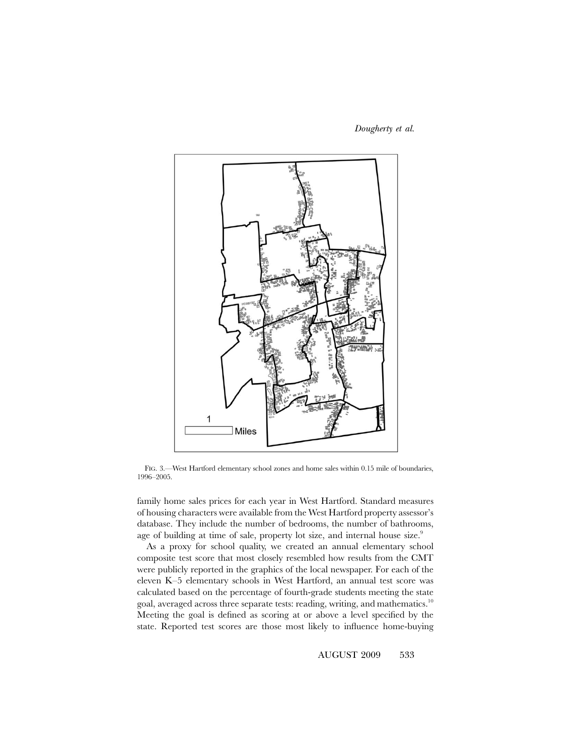FIG. 3.—West Hartford elementary school zones and home sales within 0.15 mile of boundaries, 1996–2005.

family home sales prices for each year in West Hartford. Standard measures of housing characters were available from the West Hartford property assessor's database. They include the number of bedrooms, the number of bathrooms, age of building at time of sale, property lot size, and internal house size.[9]

As a proxy for school quality, we created an annual elementary school composite test score that most closely resembled how results from the CMT were publicly reported in the graphics of the local newspaper. For each of the eleven K–5 elementary schools in West Hartford, an annual test score was calculated based on the percentage of fourth-grade students meeting the state goal, averaged across three separate tests: reading, writing, and mathematics.[10] Meeting the goal is defined as scoring at or above a level specified by the state. Reported test scores are those most likely to influence home-buying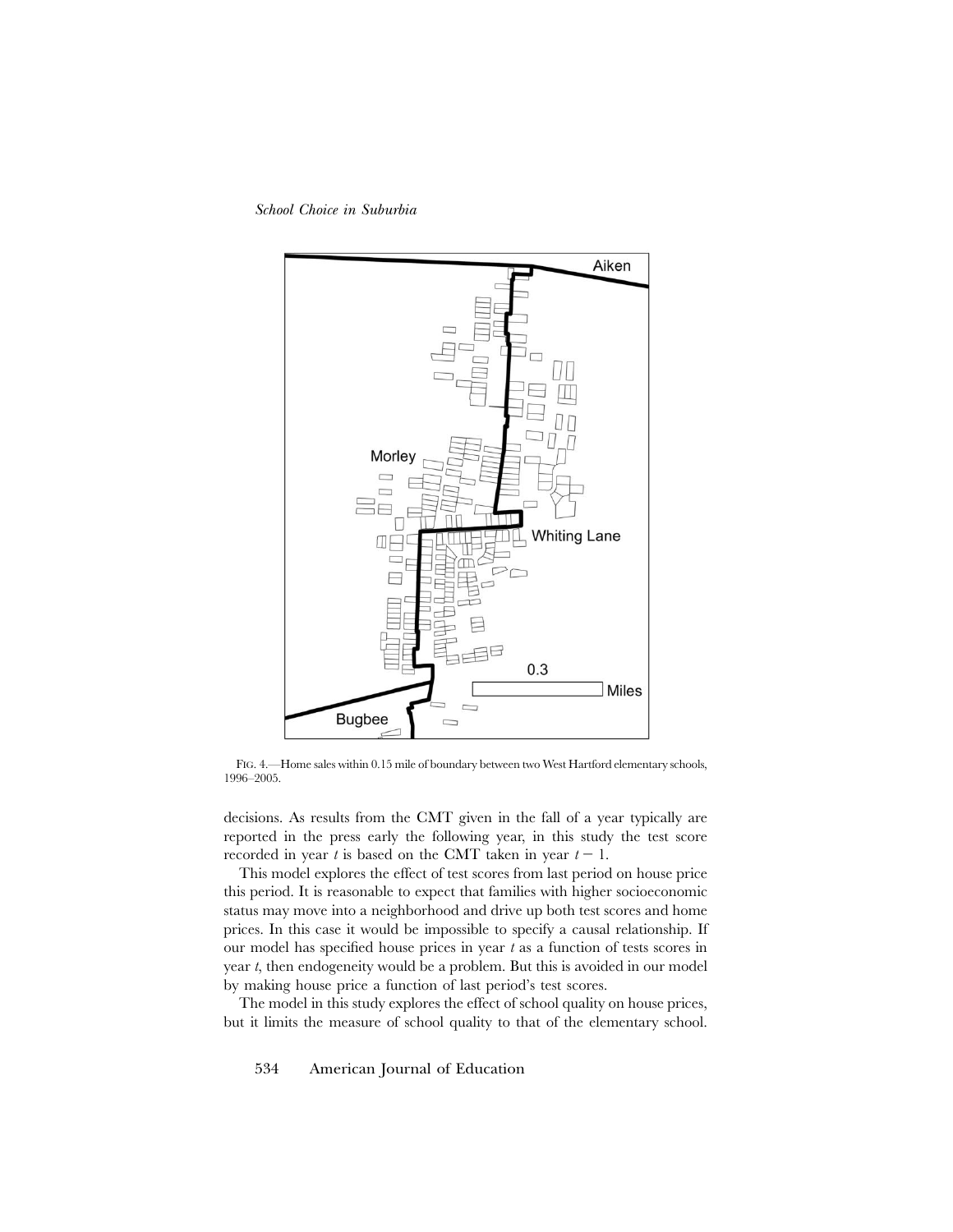FIG. 4.—Home sales within 0.15 mile of boundary between two West Hartford elementary schools, 1996–2005.

decisions. As results from the CMT given in the fall of a year typically are reported in the press early the following year, in this study the test score recorded in year $t$ is based on the CMT taken in year $t - 1$.

This model explores the effect of test scores from last period on house price this period. It is reasonable to expect that families with higher socioeconomic status may move into a neighborhood and drive up both test scores and home prices. In this case it would be impossible to specify a causal relationship. If our model has specified house prices in year $t$ as a function of tests scores in year $t$, then endogeneity would be a problem. But this is avoided in our model by making house price a function of last period's test scores.

The model in this study explores the effect of school quality on house prices, but it limits the measure of school quality to that of the elementary school.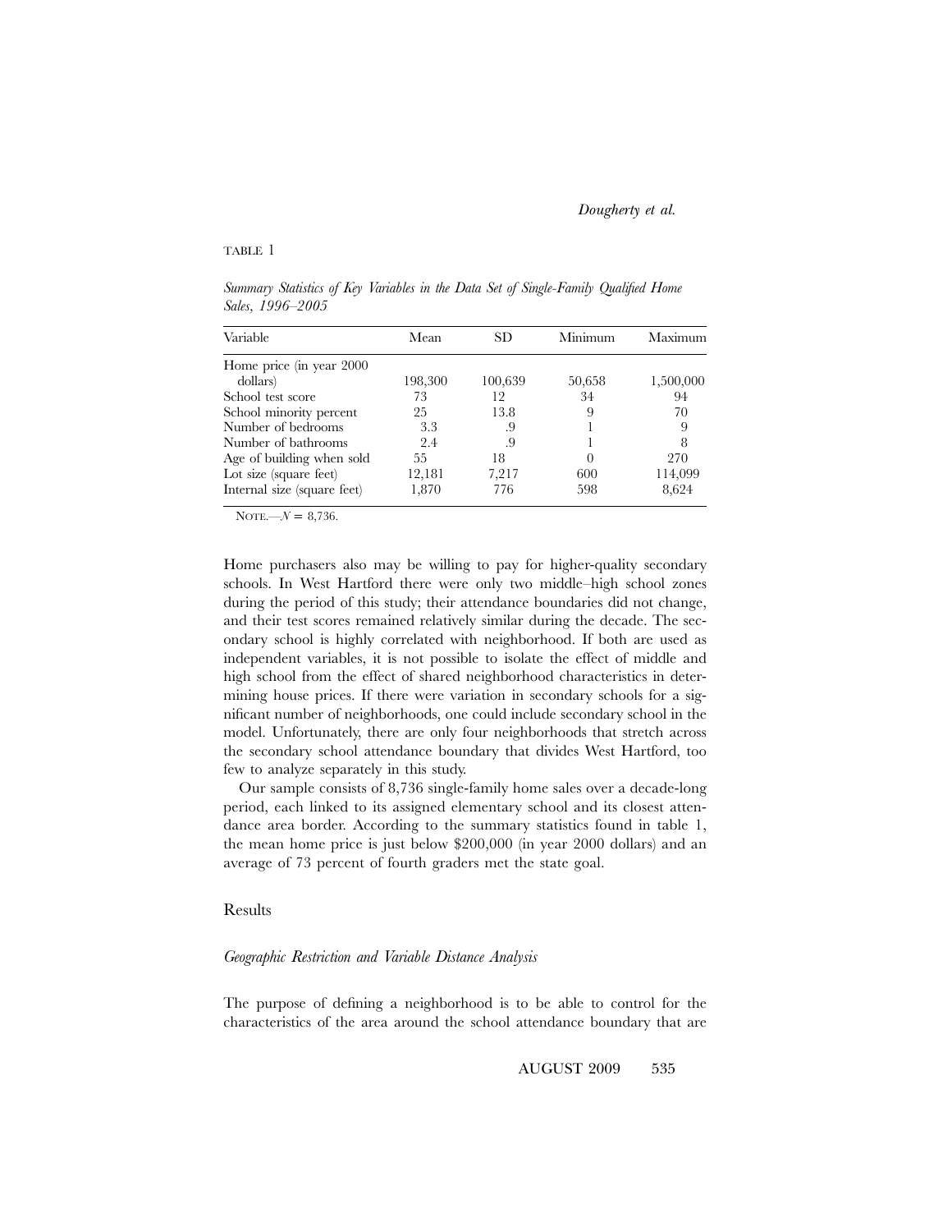TABLE 1

*Summary Statistics of Key Variables in the Data Set of Single-Family Qualified Home Sales, 1996–2005*

| Variable | Mean | SD | Minimum | Maximum |
|---|---|---|---|---|
| Home price (in year 2000 dollars) | 198,300 | 100,639 | 50,658 | 1,500,000 |
| School test score | 73 | 12 | 34 | 94 |
| School minority percent | 25 | 13.8 | 9 | 70 |
| Number of bedrooms | 3.3 | .9 | 1 | 9 |
| Number of bathrooms | 2.4 | .9 | 1 | 8 |
| Age of building when sold | 55 | 18 | 0 | 270 |
| Lot size (square feet) | 12,181 | 7,217 | 600 | 114,099 |
| Internal size (square feet) | 1,870 | 776 | 598 | 8,624 |

NOTE.—$N = 8{,}736$.

Home purchasers also may be willing to pay for higher-quality secondary schools. In West Hartford there were only two middle–high school zones during the period of this study; their attendance boundaries did not change, and their test scores remained relatively similar during the decade. The secondary school is highly correlated with neighborhood. If both are used as independent variables, it is not possible to isolate the effect of middle and high school from the effect of shared neighborhood characteristics in determining house prices. If there were variation in secondary schools for a significant number of neighborhoods, one could include secondary school in the model. Unfortunately, there are only four neighborhoods that stretch across the secondary school attendance boundary that divides West Hartford, too few to analyze separately in this study.

Our sample consists of 8,736 single-family home sales over a decade-long period, each linked to its assigned elementary school and its closest attendance area border. According to the summary statistics found in table 1, the mean home price is just below \$200,000 (in year 2000 dollars) and an average of 73 percent of fourth graders met the state goal.

## Results

### *Geographic Restriction and Variable Distance Analysis*

The purpose of defining a neighborhood is to be able to control for the characteristics of the area around the school attendance boundary that are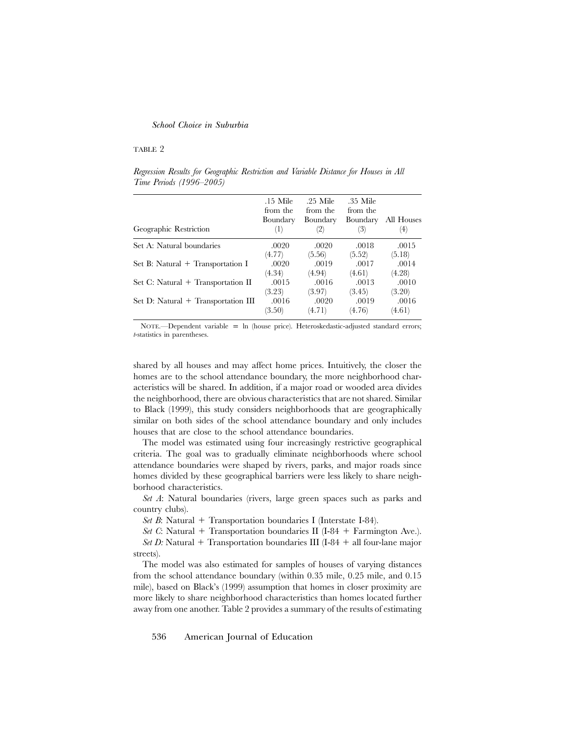TABLE 2

*Regression Results for Geographic Restriction and Variable Distance for Houses in All Time Periods (1996–2005)*

| Geographic Restriction | .15 Mile from the Boundary (1) | .25 Mile from the Boundary (2) | .35 Mile from the Boundary (3) | All Houses (4) |
|---|---|---|---|---|
| Set A: Natural boundaries | .0020 | .0020 | .0018 | .0015 |
| | (4.77) | (5.56) | (5.52) | (5.18) |
| Set B: Natural + Transportation I | .0020 | .0019 | .0017 | .0014 |
| | (4.34) | (4.94) | (4.61) | (4.28) |
| Set C: Natural + Transportation II | .0015 | .0016 | .0013 | .0010 |
| | (3.23) | (3.97) | (3.45) | (3.20) |
| Set D: Natural + Transportation III | .0016 | .0020 | .0019 | .0016 |
| | (3.50) | (4.71) | (4.76) | (4.61) |

NOTE.—Dependent variable = ln (house price). Heteroskedastic-adjusted standard errors; *t*-statistics in parentheses.

shared by all houses and may affect home prices. Intuitively, the closer the homes are to the school attendance boundary, the more neighborhood characteristics will be shared. In addition, if a major road or wooded area divides the neighborhood, there are obvious characteristics that are not shared. Similar to Black (1999), this study considers neighborhoods that are geographically similar on both sides of the school attendance boundary and only includes houses that are close to the school attendance boundaries.

The model was estimated using four increasingly restrictive geographical criteria. The goal was to gradually eliminate neighborhoods where school attendance boundaries were shaped by rivers, parks, and major roads since homes divided by these geographical barriers were less likely to share neighborhood characteristics.

*Set A*: Natural boundaries (rivers, large green spaces such as parks and country clubs).

*Set B*: Natural + Transportation boundaries I (Interstate I-84).

*Set C*: Natural + Transportation boundaries II (I-84 + Farmington Ave.).

*Set D:* Natural + Transportation boundaries III (I-84 + all four-lane major streets).

The model was also estimated for samples of houses of varying distances from the school attendance boundary (within 0.35 mile, 0.25 mile, and 0.15 mile), based on Black's (1999) assumption that homes in closer proximity are more likely to share neighborhood characteristics than homes located further away from one another. Table 2 provides a summary of the results of estimating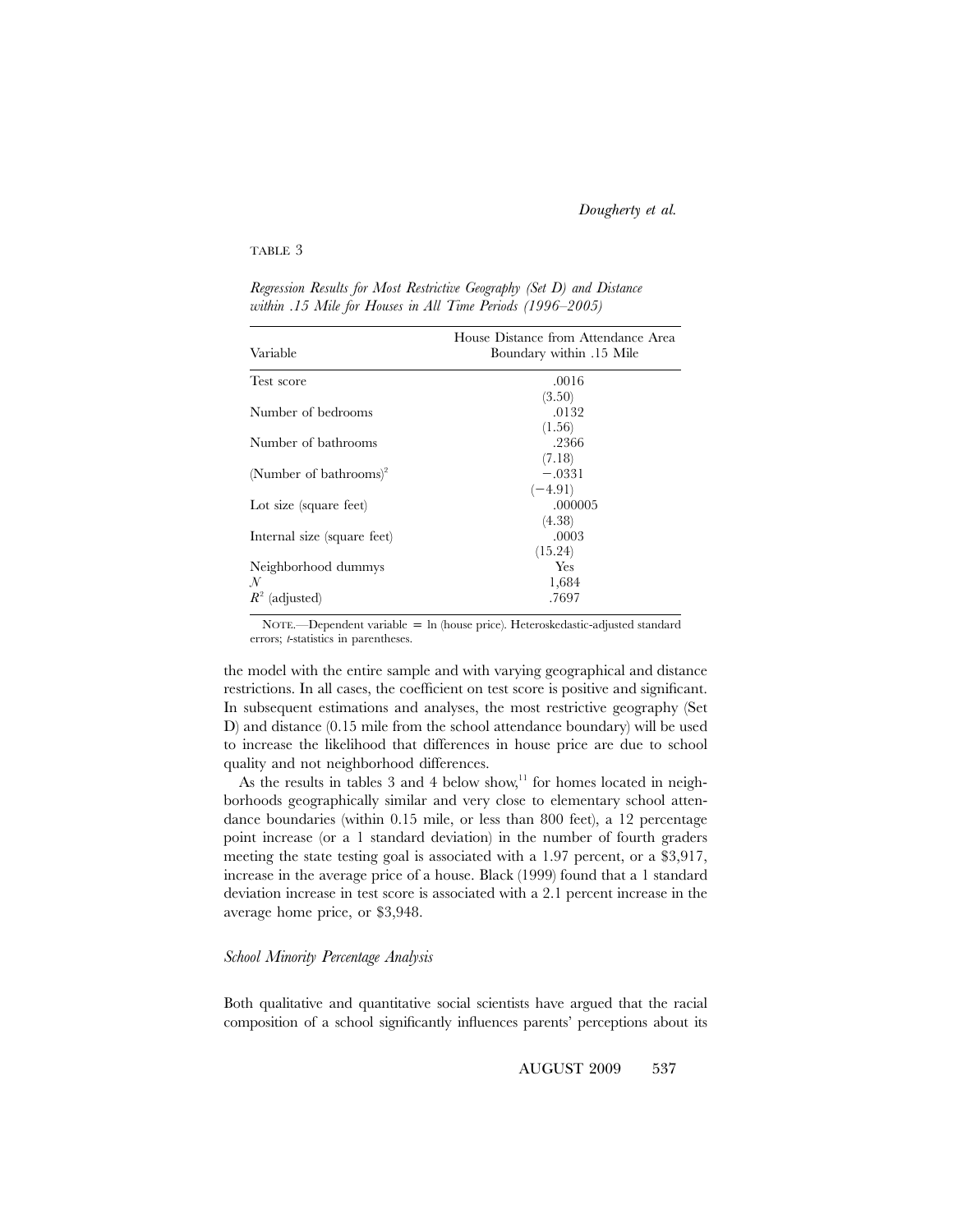TABLE 3

*Regression Results for Most Restrictive Geography (Set D) and Distance within .15 Mile for Houses in All Time Periods (1996–2005)*

| Variable | House Distance from Attendance Area Boundary within .15 Mile |
|---|---|
| Test score | .0016 |
| | (3.50) |
| Number of bedrooms | .0132 |
| | (1.56) |
| Number of bathrooms | .2366 |
| | (7.18) |
| (Number of bathrooms)$^2$ | −.0331 |
| | (−4.91) |
| Lot size (square feet) | .000005 |
| | (4.38) |
| Internal size (square feet) | .0003 |
| | (15.24) |
| Neighborhood dummys | Yes |
| $N$ | 1,684 |
| $R^2$ (adjusted) | .7697 |

NOTE.—Dependent variable = ln (house price). Heteroskedastic-adjusted standard errors; *t*-statistics in parentheses.

the model with the entire sample and with varying geographical and distance restrictions. In all cases, the coefficient on test score is positive and significant. In subsequent estimations and analyses, the most restrictive geography (Set D) and distance (0.15 mile from the school attendance boundary) will be used to increase the likelihood that differences in house price are due to school quality and not neighborhood differences.

As the results in tables 3 and 4 below show,[11] for homes located in neighborhoods geographically similar and very close to elementary school attendance boundaries (within 0.15 mile, or less than 800 feet), a 12 percentage point increase (or a 1 standard deviation) in the number of fourth graders meeting the state testing goal is associated with a 1.97 percent, or a $3,917, increase in the average price of a house. Black (1999) found that a 1 standard deviation increase in test score is associated with a 2.1 percent increase in the average home price, or $3,948.

*School Minority Percentage Analysis*

Both qualitative and quantitative social scientists have argued that the racial composition of a school significantly influences parents' perceptions about its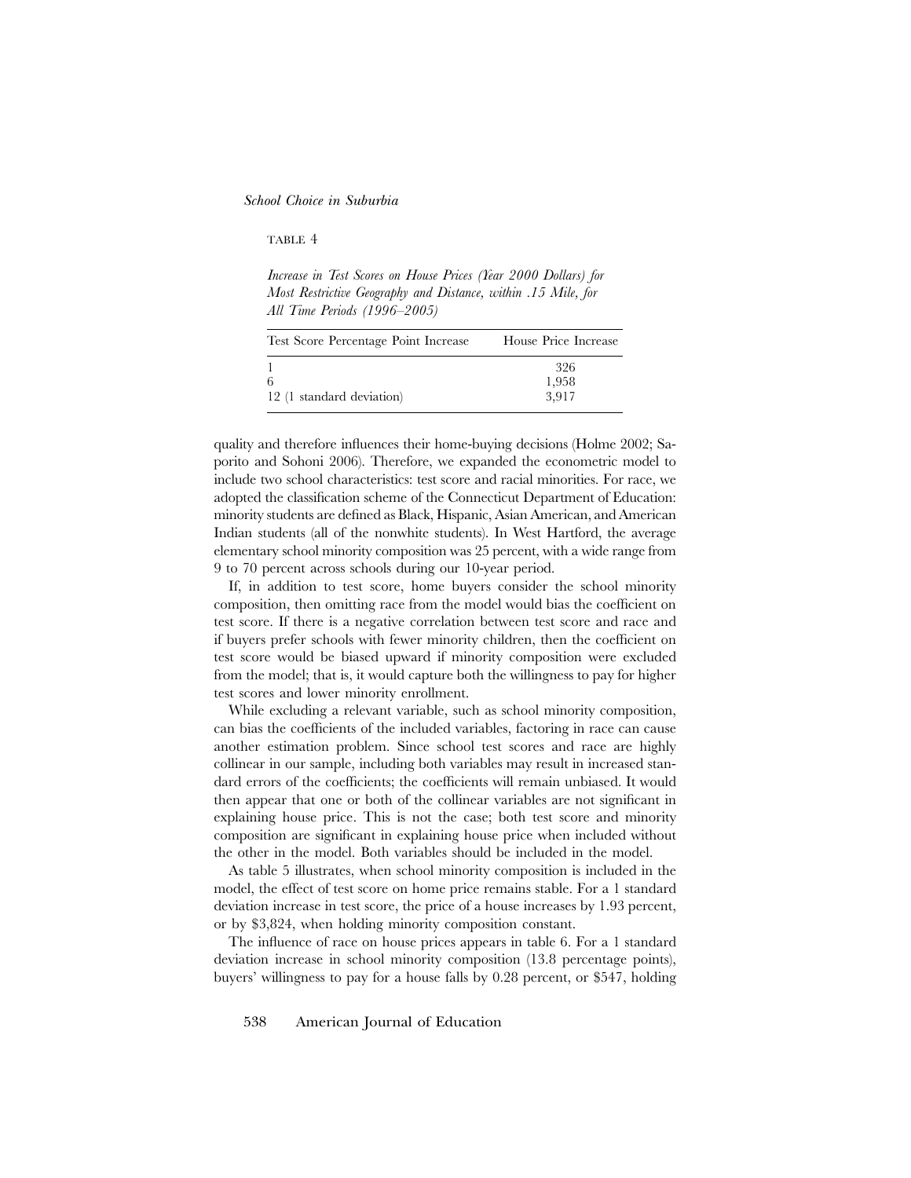TABLE 4

*Increase in Test Scores on House Prices (Year 2000 Dollars) for Most Restrictive Geography and Distance, within .15 Mile, for All Time Periods (1996–2005)*

| Test Score Percentage Point Increase | House Price Increase |
|---|---|
| 1 | 326 |
| 6 | 1,958 |
| 12 (1 standard deviation) | 3,917 |

quality and therefore influences their home-buying decisions (Holme 2002; Saporito and Sohoni 2006). Therefore, we expanded the econometric model to include two school characteristics: test score and racial minorities. For race, we adopted the classification scheme of the Connecticut Department of Education: minority students are defined as Black, Hispanic, Asian American, and American Indian students (all of the nonwhite students). In West Hartford, the average elementary school minority composition was 25 percent, with a wide range from 9 to 70 percent across schools during our 10-year period.

If, in addition to test score, home buyers consider the school minority composition, then omitting race from the model would bias the coefficient on test score. If there is a negative correlation between test score and race and if buyers prefer schools with fewer minority children, then the coefficient on test score would be biased upward if minority composition were excluded from the model; that is, it would capture both the willingness to pay for higher test scores and lower minority enrollment.

While excluding a relevant variable, such as school minority composition, can bias the coefficients of the included variables, factoring in race can cause another estimation problem. Since school test scores and race are highly collinear in our sample, including both variables may result in increased standard errors of the coefficients; the coefficients will remain unbiased. It would then appear that one or both of the collinear variables are not significant in explaining house price. This is not the case; both test score and minority composition are significant in explaining house price when included without the other in the model. Both variables should be included in the model.

As table 5 illustrates, when school minority composition is included in the model, the effect of test score on home price remains stable. For a 1 standard deviation increase in test score, the price of a house increases by 1.93 percent, or by $3,824, when holding minority composition constant.

The influence of race on house prices appears in table 6. For a 1 standard deviation increase in school minority composition (13.8 percentage points), buyers' willingness to pay for a house falls by 0.28 percent, or $547, holding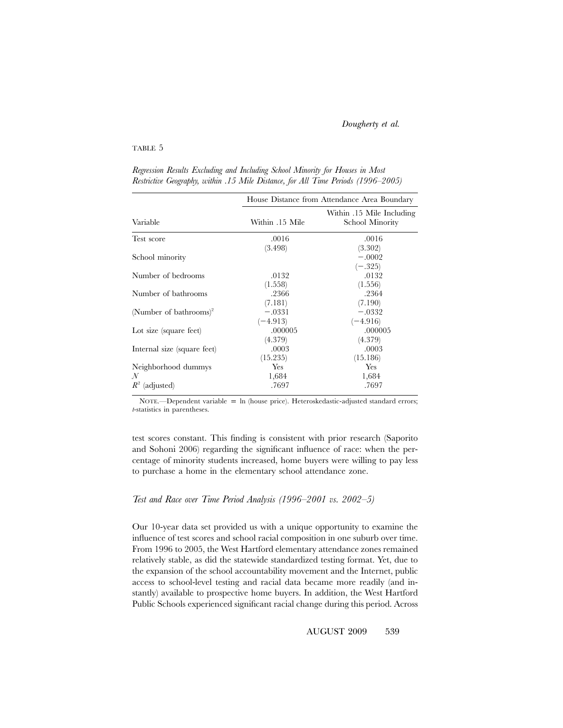TABLE 5

*Regression Results Excluding and Including School Minority for Houses in Most Restrictive Geography, within .15 Mile Distance, for All Time Periods (1996–2005)*

| | House Distance from Attendance Area Boundary | |
|---|---|---|
| Variable | Within .15 Mile | Within .15 Mile Including School Minority |
| Test score | .0016 | .0016 |
| | (3.498) | (3.302) |
| School minority | | −.0002 |
| | | (−.325) |
| Number of bedrooms | .0132 | .0132 |
| | (1.558) | (1.556) |
| Number of bathrooms | .2366 | .2364 |
| | (7.181) | (7.190) |
| (Number of bathrooms)$^2$ | −.0331 | −.0332 |
| | (−4.913) | (−4.916) |
| Lot size (square feet) | .000005 | .000005 |
| | (4.379) | (4.379) |
| Internal size (square feet) | .0003 | .0003 |
| | (15.235) | (15.186) |
| Neighborhood dummys | Yes | Yes |
| $N$ | 1,684 | 1,684 |
| $R^2$ (adjusted) | .7697 | .7697 |

NOTE.—Dependent variable = ln (house price). Heteroskedastic-adjusted standard errors; *t*-statistics in parentheses.

test scores constant. This finding is consistent with prior research (Saporito and Sohoni 2006) regarding the significant influence of race: when the percentage of minority students increased, home buyers were willing to pay less to purchase a home in the elementary school attendance zone.

### *Test and Race over Time Period Analysis (1996–2001 vs. 2002–5)*

Our 10-year data set provided us with a unique opportunity to examine the influence of test scores and school racial composition in one suburb over time. From 1996 to 2005, the West Hartford elementary attendance zones remained relatively stable, as did the statewide standardized testing format. Yet, due to the expansion of the school accountability movement and the Internet, public access to school-level testing and racial data became more readily (and instantly) available to prospective home buyers. In addition, the West Hartford Public Schools experienced significant racial change during this period. Across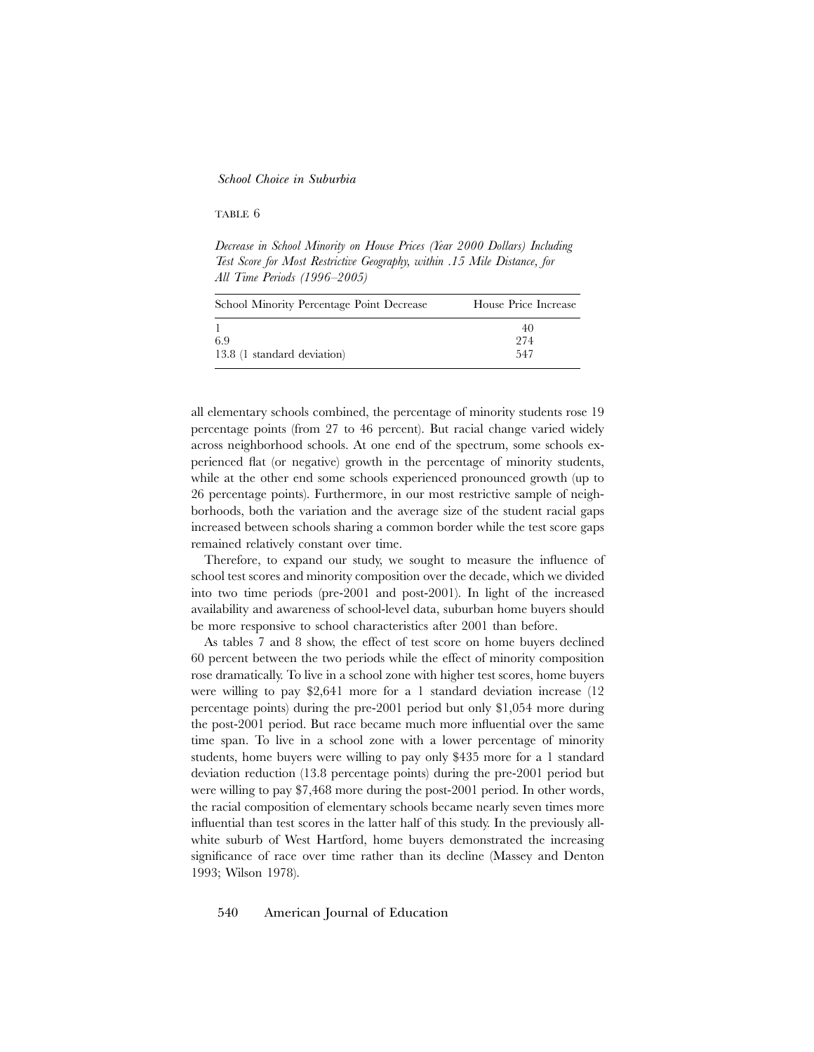TABLE 6

*Decrease in School Minority on House Prices (Year 2000 Dollars) Including Test Score for Most Restrictive Geography, within .15 Mile Distance, for All Time Periods (1996–2005)*

| School Minority Percentage Point Decrease | House Price Increase |
|---|---|
| 1 | 40 |
| 6.9 | 274 |
| 13.8 (1 standard deviation) | 547 |

all elementary schools combined, the percentage of minority students rose 19 percentage points (from 27 to 46 percent). But racial change varied widely across neighborhood schools. At one end of the spectrum, some schools experienced flat (or negative) growth in the percentage of minority students, while at the other end some schools experienced pronounced growth (up to 26 percentage points). Furthermore, in our most restrictive sample of neighborhoods, both the variation and the average size of the student racial gaps increased between schools sharing a common border while the test score gaps remained relatively constant over time.

Therefore, to expand our study, we sought to measure the influence of school test scores and minority composition over the decade, which we divided into two time periods (pre-2001 and post-2001). In light of the increased availability and awareness of school-level data, suburban home buyers should be more responsive to school characteristics after 2001 than before.

As tables 7 and 8 show, the effect of test score on home buyers declined 60 percent between the two periods while the effect of minority composition rose dramatically. To live in a school zone with higher test scores, home buyers were willing to pay $2,641 more for a 1 standard deviation increase (12 percentage points) during the pre-2001 period but only $1,054 more during the post-2001 period. But race became much more influential over the same time span. To live in a school zone with a lower percentage of minority students, home buyers were willing to pay only $435 more for a 1 standard deviation reduction (13.8 percentage points) during the pre-2001 period but were willing to pay $7,468 more during the post-2001 period. In other words, the racial composition of elementary schools became nearly seven times more influential than test scores in the latter half of this study. In the previously all-white suburb of West Hartford, home buyers demonstrated the increasing significance of race over time rather than its decline (Massey and Denton 1993; Wilson 1978).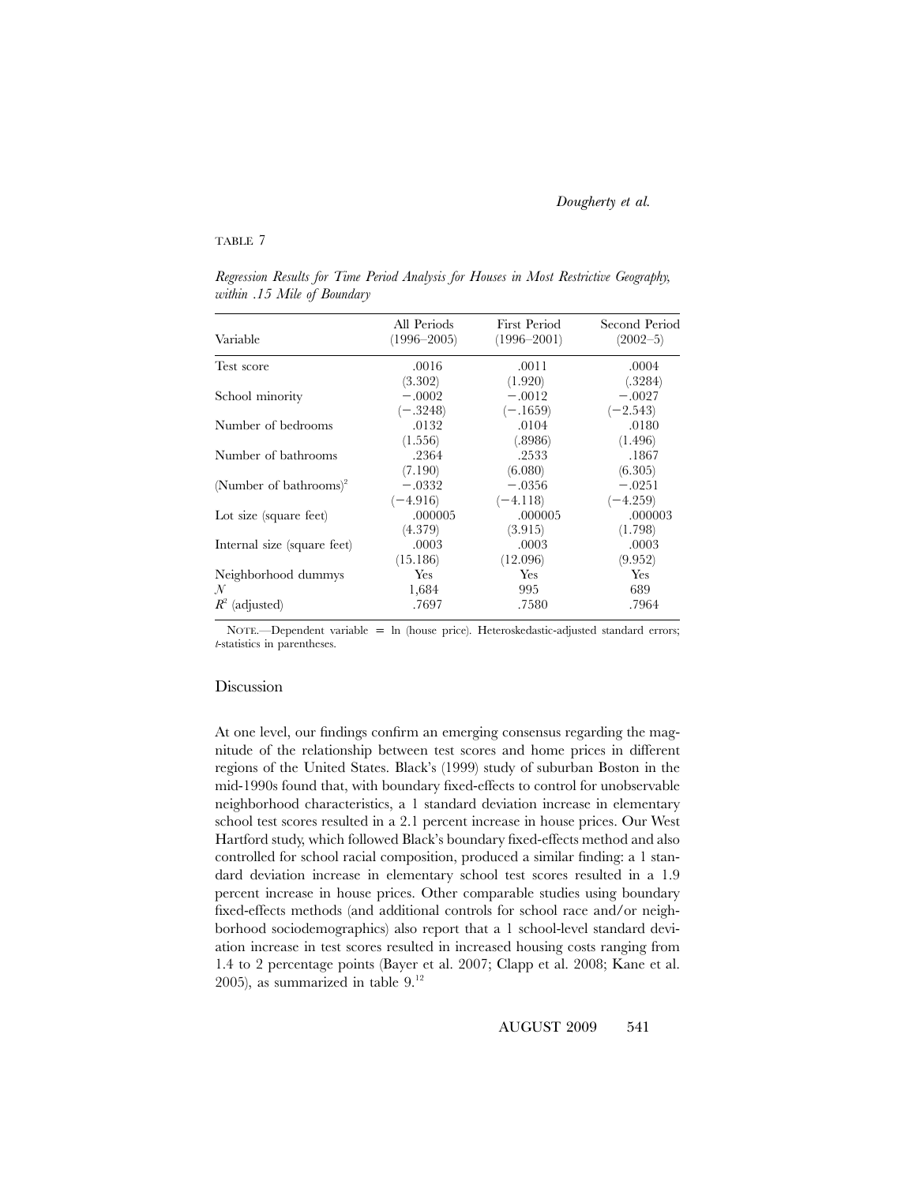TABLE 7

*Regression Results for Time Period Analysis for Houses in Most Restrictive Geography, within .15 Mile of Boundary*

| Variable | All Periods (1996–2005) | First Period (1996–2001) | Second Period (2002–5) |
|---|---|---|---|
| Test score | .0016 | .0011 | .0004 |
| | (3.302) | (1.920) | (.3284) |
| School minority | −.0002 | −.0012 | −.0027 |
| | (−.3248) | (−.1659) | (−2.543) |
| Number of bedrooms | .0132 | .0104 | .0180 |
| | (1.556) | (.8986) | (1.496) |
| Number of bathrooms | .2364 | .2533 | .1867 |
| | (7.190) | (6.080) | (6.305) |
| (Number of bathrooms)$^2$ | −.0332 | −.0356 | −.0251 |
| | (−4.916) | (−4.118) | (−4.259) |
| Lot size (square feet) | .000005 | .000005 | .000003 |
| | (4.379) | (3.915) | (1.798) |
| Internal size (square feet) | .0003 | .0003 | .0003 |
| | (15.186) | (12.096) | (9.952) |
| Neighborhood dummys | Yes | Yes | Yes |
| $N$ | 1,684 | 995 | 689 |
| $R^2$ (adjusted) | .7697 | .7580 | .7964 |

NOTE.—Dependent variable = ln (house price). Heteroskedastic-adjusted standard errors; *t*-statistics in parentheses.

## Discussion

At one level, our findings confirm an emerging consensus regarding the magnitude of the relationship between test scores and home prices in different regions of the United States. Black's (1999) study of suburban Boston in the mid-1990s found that, with boundary fixed-effects to control for unobservable neighborhood characteristics, a 1 standard deviation increase in elementary school test scores resulted in a 2.1 percent increase in house prices. Our West Hartford study, which followed Black's boundary fixed-effects method and also controlled for school racial composition, produced a similar finding: a 1 standard deviation increase in elementary school test scores resulted in a 1.9 percent increase in house prices. Other comparable studies using boundary fixed-effects methods (and additional controls for school race and/or neighborhood sociodemographics) also report that a 1 school-level standard deviation increase in test scores resulted in increased housing costs ranging from 1.4 to 2 percentage points (Bayer et al. 2007; Clapp et al. 2008; Kane et al. 2005), as summarized in table 9.[12]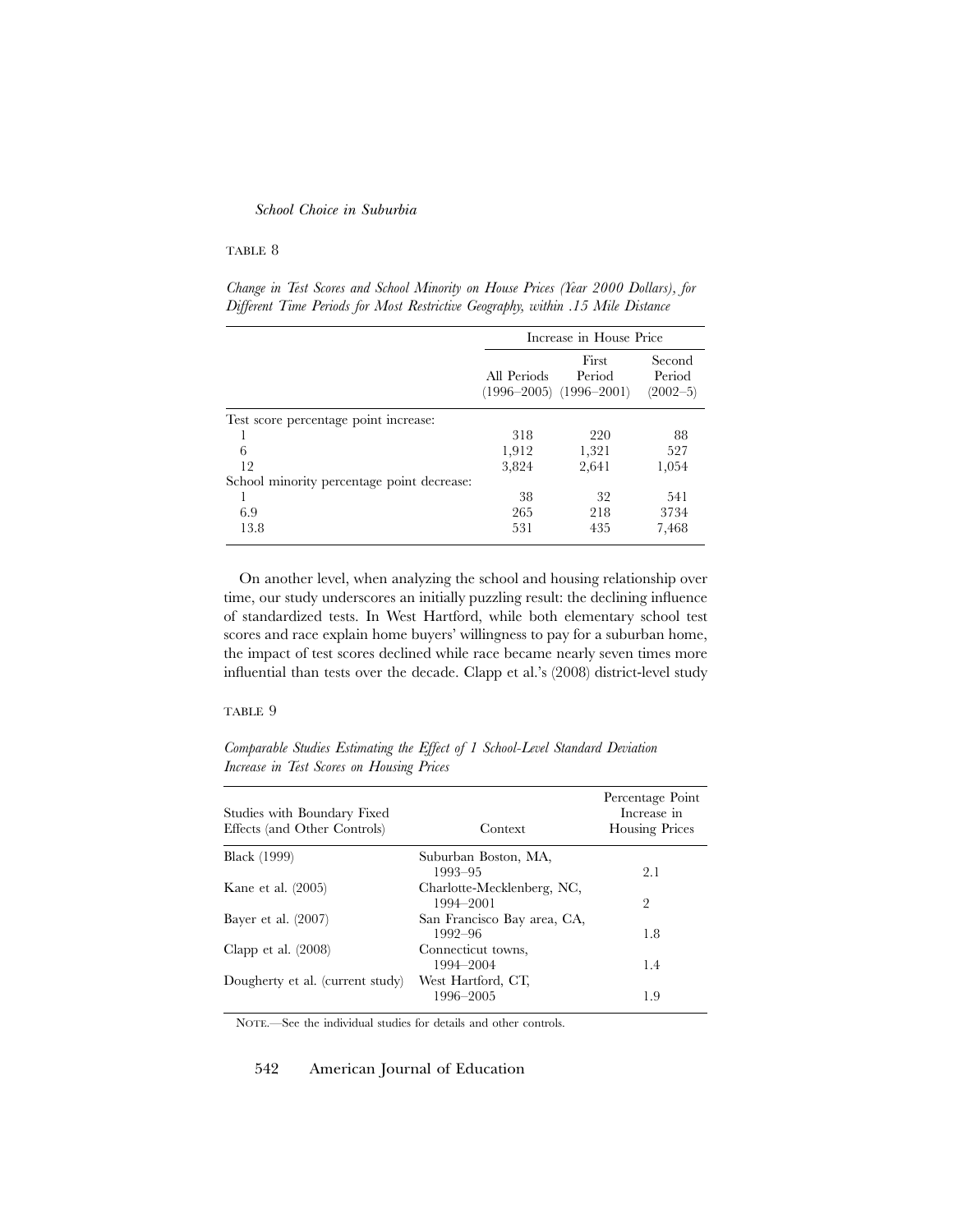TABLE 8

*Change in Test Scores and School Minority on House Prices (Year 2000 Dollars), for Different Time Periods for Most Restrictive Geography, within .15 Mile Distance*

| | Increase in House Price | | |
|---|---|---|---|
| | All Periods (1996–2005) | First Period (1996–2001) | Second Period (2002–5) |
| Test score percentage point increase: | | | |
| 1 | 318 | 220 | 88 |
| 6 | 1,912 | 1,321 | 527 |
| 12 | 3,824 | 2,641 | 1,054 |
| School minority percentage point decrease: | | | |
| 1 | 38 | 32 | 541 |
| 6.9 | 265 | 218 | 3734 |
| 13.8 | 531 | 435 | 7,468 |

On another level, when analyzing the school and housing relationship over time, our study underscores an initially puzzling result: the declining influence of standardized tests. In West Hartford, while both elementary school test scores and race explain home buyers' willingness to pay for a suburban home, the impact of test scores declined while race became nearly seven times more influential than tests over the decade. Clapp et al.'s (2008) district-level study

TABLE 9

*Comparable Studies Estimating the Effect of 1 School-Level Standard Deviation Increase in Test Scores on Housing Prices*

| Studies with Boundary Fixed Effects (and Other Controls) | Context | Percentage Point Increase in Housing Prices |
|---|---|---|
| Black (1999) | Suburban Boston, MA, 1993–95 | 2.1 |
| Kane et al. (2005) | Charlotte-Mecklenberg, NC, 1994–2001 | 2 |
| Bayer et al. (2007) | San Francisco Bay area, CA, 1992–96 | 1.8 |
| Clapp et al. (2008) | Connecticut towns, 1994–2004 | 1.4 |
| Dougherty et al. (current study) | West Hartford, CT, 1996–2005 | 1.9 |

NOTE.—See the individual studies for details and other controls.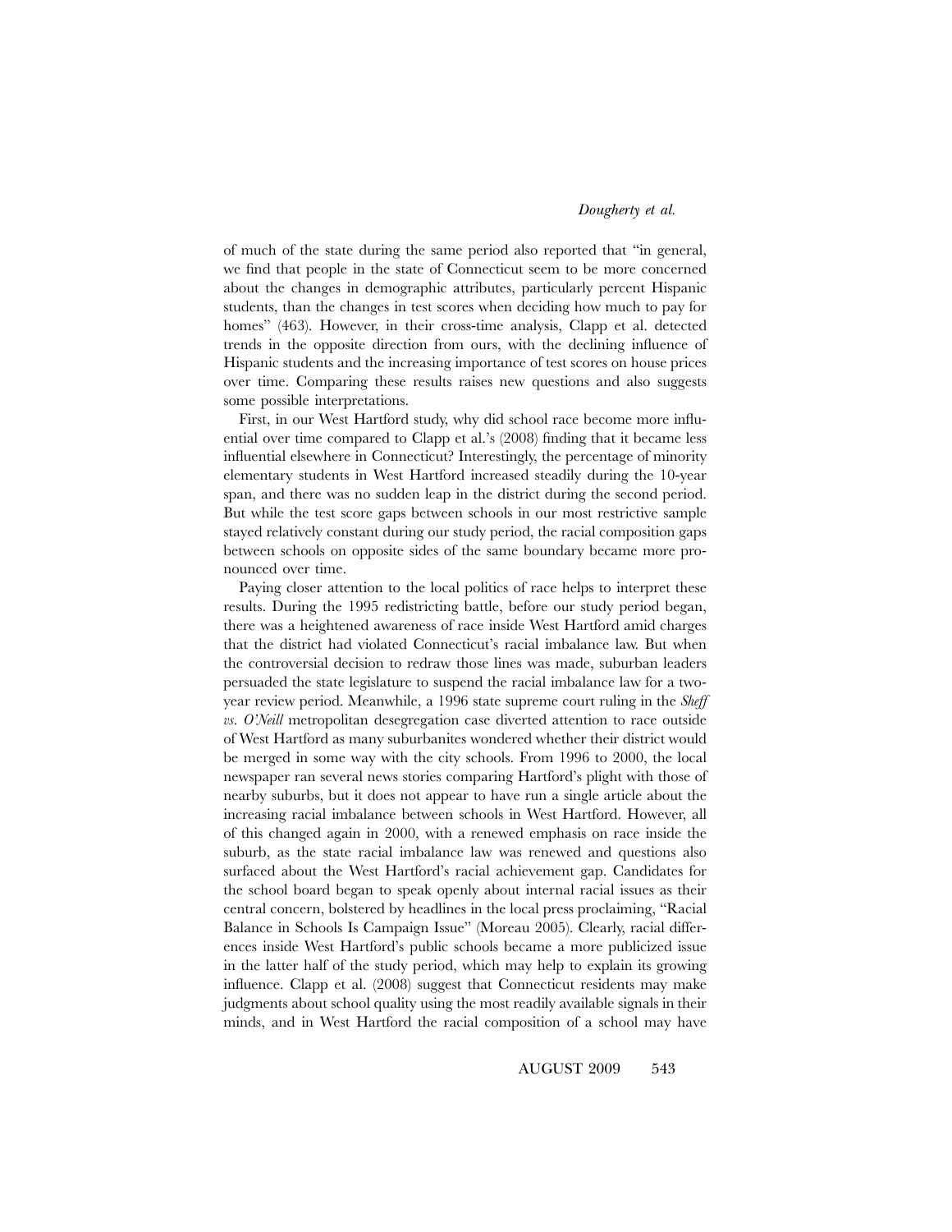of much of the state during the same period also reported that "in general, we find that people in the state of Connecticut seem to be more concerned about the changes in demographic attributes, particularly percent Hispanic students, than the changes in test scores when deciding how much to pay for homes" (463). However, in their cross-time analysis, Clapp et al. detected trends in the opposite direction from ours, with the declining influence of Hispanic students and the increasing importance of test scores on house prices over time. Comparing these results raises new questions and also suggests some possible interpretations.

First, in our West Hartford study, why did school race become more influential over time compared to Clapp et al.'s (2008) finding that it became less influential elsewhere in Connecticut? Interestingly, the percentage of minority elementary students in West Hartford increased steadily during the 10-year span, and there was no sudden leap in the district during the second period. But while the test score gaps between schools in our most restrictive sample stayed relatively constant during our study period, the racial composition gaps between schools on opposite sides of the same boundary became more pronounced over time.

Paying closer attention to the local politics of race helps to interpret these results. During the 1995 redistricting battle, before our study period began, there was a heightened awareness of race inside West Hartford amid charges that the district had violated Connecticut's racial imbalance law. But when the controversial decision to redraw those lines was made, suburban leaders persuaded the state legislature to suspend the racial imbalance law for a two-year review period. Meanwhile, a 1996 state supreme court ruling in the *Sheff vs. O'Neill* metropolitan desegregation case diverted attention to race outside of West Hartford as many suburbanites wondered whether their district would be merged in some way with the city schools. From 1996 to 2000, the local newspaper ran several news stories comparing Hartford's plight with those of nearby suburbs, but it does not appear to have run a single article about the increasing racial imbalance between schools in West Hartford. However, all of this changed again in 2000, with a renewed emphasis on race inside the suburb, as the state racial imbalance law was renewed and questions also surfaced about the West Hartford's racial achievement gap. Candidates for the school board began to speak openly about internal racial issues as their central concern, bolstered by headlines in the local press proclaiming, "Racial Balance in Schools Is Campaign Issue" (Moreau 2005). Clearly, racial differences inside West Hartford's public schools became a more publicized issue in the latter half of the study period, which may help to explain its growing influence. Clapp et al. (2008) suggest that Connecticut residents may make judgments about school quality using the most readily available signals in their minds, and in West Hartford the racial composition of a school may have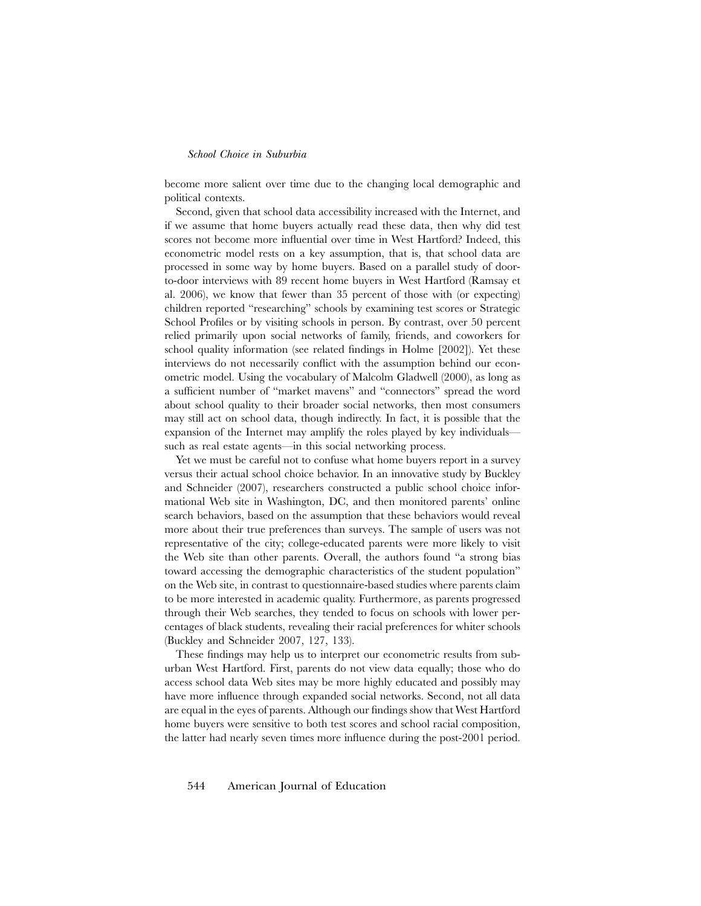become more salient over time due to the changing local demographic and political contexts.

Second, given that school data accessibility increased with the Internet, and if we assume that home buyers actually read these data, then why did test scores not become more influential over time in West Hartford? Indeed, this econometric model rests on a key assumption, that is, that school data are processed in some way by home buyers. Based on a parallel study of door-to-door interviews with 89 recent home buyers in West Hartford (Ramsay et al. 2006), we know that fewer than 35 percent of those with (or expecting) children reported "researching" schools by examining test scores or Strategic School Profiles or by visiting schools in person. By contrast, over 50 percent relied primarily upon social networks of family, friends, and coworkers for school quality information (see related findings in Holme [2002]). Yet these interviews do not necessarily conflict with the assumption behind our econometric model. Using the vocabulary of Malcolm Gladwell (2000), as long as a sufficient number of "market mavens" and "connectors" spread the word about school quality to their broader social networks, then most consumers may still act on school data, though indirectly. In fact, it is possible that the expansion of the Internet may amplify the roles played by key individuals—such as real estate agents—in this social networking process.

Yet we must be careful not to confuse what home buyers report in a survey versus their actual school choice behavior. In an innovative study by Buckley and Schneider (2007), researchers constructed a public school choice informational Web site in Washington, DC, and then monitored parents' online search behaviors, based on the assumption that these behaviors would reveal more about their true preferences than surveys. The sample of users was not representative of the city; college-educated parents were more likely to visit the Web site than other parents. Overall, the authors found "a strong bias toward accessing the demographic characteristics of the student population" on the Web site, in contrast to questionnaire-based studies where parents claim to be more interested in academic quality. Furthermore, as parents progressed through their Web searches, they tended to focus on schools with lower percentages of black students, revealing their racial preferences for whiter schools (Buckley and Schneider 2007, 127, 133).

These findings may help us to interpret our econometric results from suburban West Hartford. First, parents do not view data equally; those who do access school data Web sites may be more highly educated and possibly may have more influence through expanded social networks. Second, not all data are equal in the eyes of parents. Although our findings show that West Hartford home buyers were sensitive to both test scores and school racial composition, the latter had nearly seven times more influence during the post-2001 period.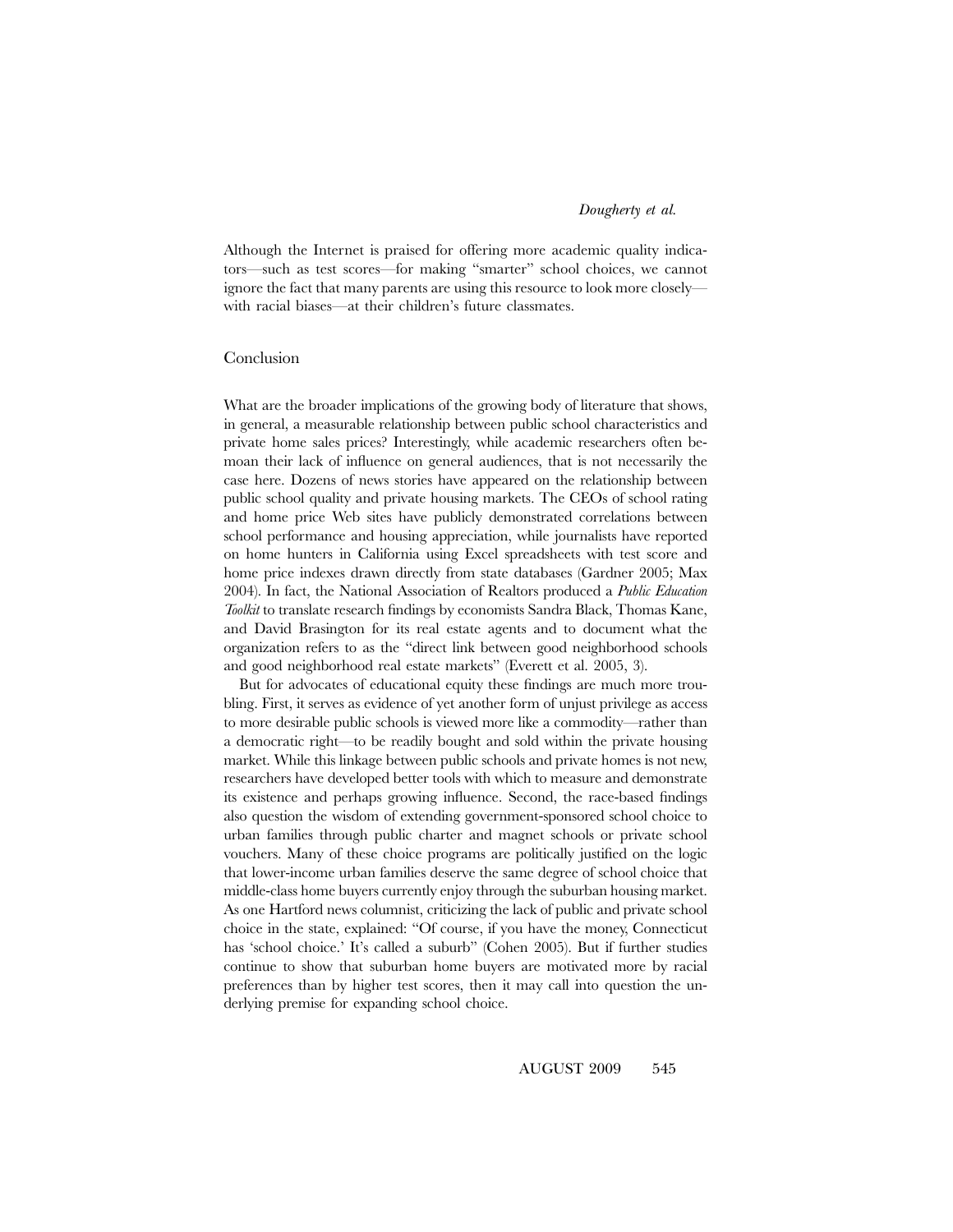Although the Internet is praised for offering more academic quality indicators—such as test scores—for making "smarter" school choices, we cannot ignore the fact that many parents are using this resource to look more closely—with racial biases—at their children's future classmates.

## Conclusion

What are the broader implications of the growing body of literature that shows, in general, a measurable relationship between public school characteristics and private home sales prices? Interestingly, while academic researchers often bemoan their lack of influence on general audiences, that is not necessarily the case here. Dozens of news stories have appeared on the relationship between public school quality and private housing markets. The CEOs of school rating and home price Web sites have publicly demonstrated correlations between school performance and housing appreciation, while journalists have reported on home hunters in California using Excel spreadsheets with test score and home price indexes drawn directly from state databases (Gardner 2005; Max 2004). In fact, the National Association of Realtors produced a *Public Education Toolkit* to translate research findings by economists Sandra Black, Thomas Kane, and David Brasington for its real estate agents and to document what the organization refers to as the "direct link between good neighborhood schools and good neighborhood real estate markets" (Everett et al. 2005, 3).

But for advocates of educational equity these findings are much more troubling. First, it serves as evidence of yet another form of unjust privilege as access to more desirable public schools is viewed more like a commodity—rather than a democratic right—to be readily bought and sold within the private housing market. While this linkage between public schools and private homes is not new, researchers have developed better tools with which to measure and demonstrate its existence and perhaps growing influence. Second, the race-based findings also question the wisdom of extending government-sponsored school choice to urban families through public charter and magnet schools or private school vouchers. Many of these choice programs are politically justified on the logic that lower-income urban families deserve the same degree of school choice that middle-class home buyers currently enjoy through the suburban housing market. As one Hartford news columnist, criticizing the lack of public and private school choice in the state, explained: "Of course, if you have the money, Connecticut has 'school choice.' It's called a suburb" (Cohen 2005). But if further studies continue to show that suburban home buyers are motivated more by racial preferences than by higher test scores, then it may call into question the underlying premise for expanding school choice.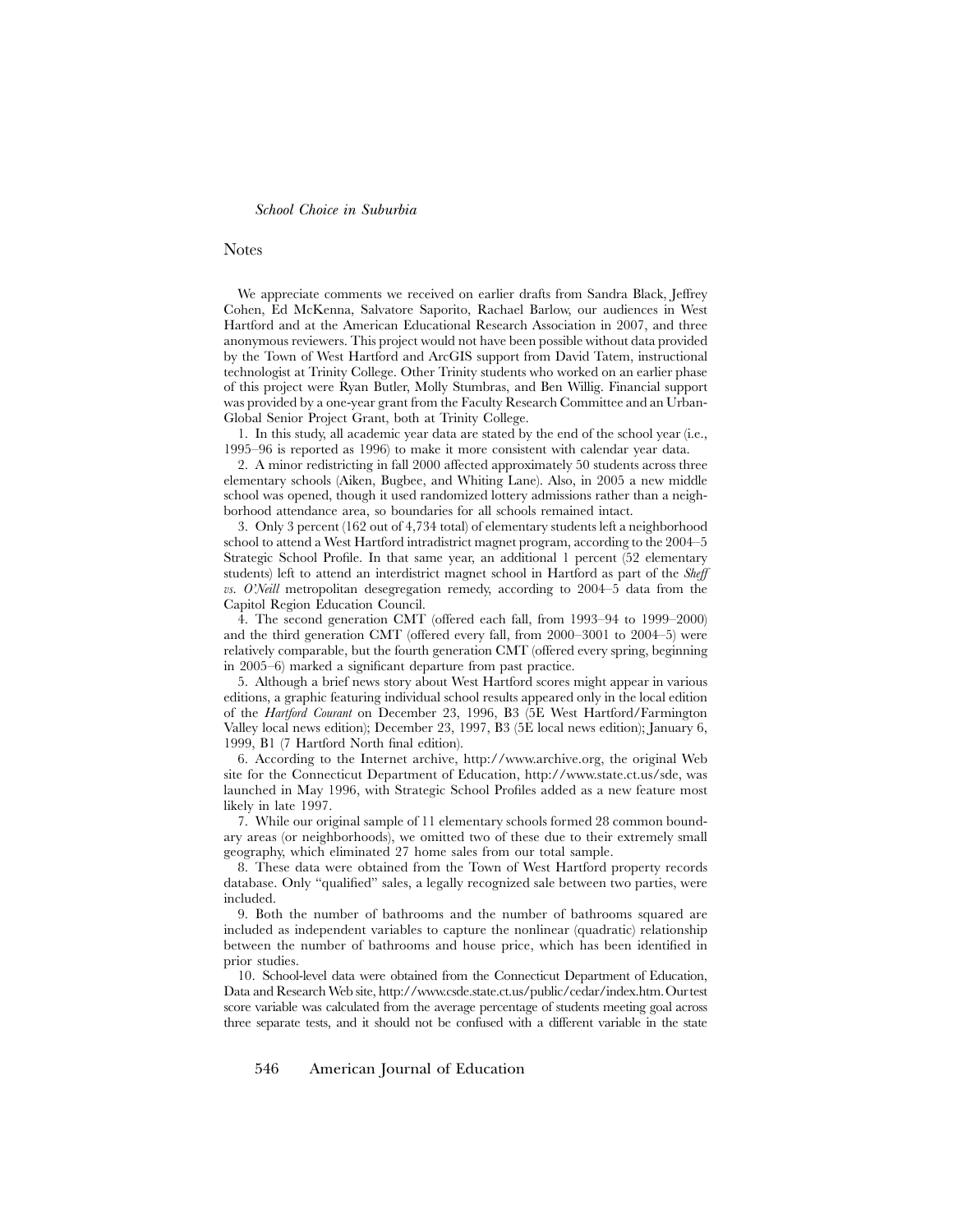## Notes

We appreciate comments we received on earlier drafts from Sandra Black, Jeffrey Cohen, Ed McKenna, Salvatore Saporito, Rachael Barlow, our audiences in West Hartford and at the American Educational Research Association in 2007, and three anonymous reviewers. This project would not have been possible without data provided by the Town of West Hartford and ArcGIS support from David Tatem, instructional technologist at Trinity College. Other Trinity students who worked on an earlier phase of this project were Ryan Butler, Molly Stumbras, and Ben Willig. Financial support was provided by a one-year grant from the Faculty Research Committee and an Urban-Global Senior Project Grant, both at Trinity College.

1. In this study, all academic year data are stated by the end of the school year (i.e., 1995–96 is reported as 1996) to make it more consistent with calendar year data.

2. A minor redistricting in fall 2000 affected approximately 50 students across three elementary schools (Aiken, Bugbee, and Whiting Lane). Also, in 2005 a new middle school was opened, though it used randomized lottery admissions rather than a neighborhood attendance area, so boundaries for all schools remained intact.

3. Only 3 percent (162 out of 4,734 total) of elementary students left a neighborhood school to attend a West Hartford intradistrict magnet program, according to the 2004–5 Strategic School Profile. In that same year, an additional 1 percent (52 elementary students) left to attend an interdistrict magnet school in Hartford as part of the *Sheff vs. O'Neill* metropolitan desegregation remedy, according to 2004–5 data from the Capitol Region Education Council.

4. The second generation CMT (offered each fall, from 1993–94 to 1999–2000) and the third generation CMT (offered every fall, from 2000–3001 to 2004–5) were relatively comparable, but the fourth generation CMT (offered every spring, beginning in 2005–6) marked a significant departure from past practice.

5. Although a brief news story about West Hartford scores might appear in various editions, a graphic featuring individual school results appeared only in the local edition of the *Hartford Courant* on December 23, 1996, B3 (5E West Hartford/Farmington Valley local news edition); December 23, 1997, B3 (5E local news edition); January 6, 1999, B1 (7 Hartford North final edition).

6. According to the Internet archive, http://www.archive.org, the original Web site for the Connecticut Department of Education, http://www.state.ct.us/sde, was launched in May 1996, with Strategic School Profiles added as a new feature most likely in late 1997.

7. While our original sample of 11 elementary schools formed 28 common boundary areas (or neighborhoods), we omitted two of these due to their extremely small geography, which eliminated 27 home sales from our total sample.

8. These data were obtained from the Town of West Hartford property records database. Only "qualified" sales, a legally recognized sale between two parties, were included.

9. Both the number of bathrooms and the number of bathrooms squared are included as independent variables to capture the nonlinear (quadratic) relationship between the number of bathrooms and house price, which has been identified in prior studies.

10. School-level data were obtained from the Connecticut Department of Education, Data and Research Web site, http://www.csde.state.ct.us/public/cedar/index.htm. Our test score variable was calculated from the average percentage of students meeting goal across three separate tests, and it should not be confused with a different variable in the state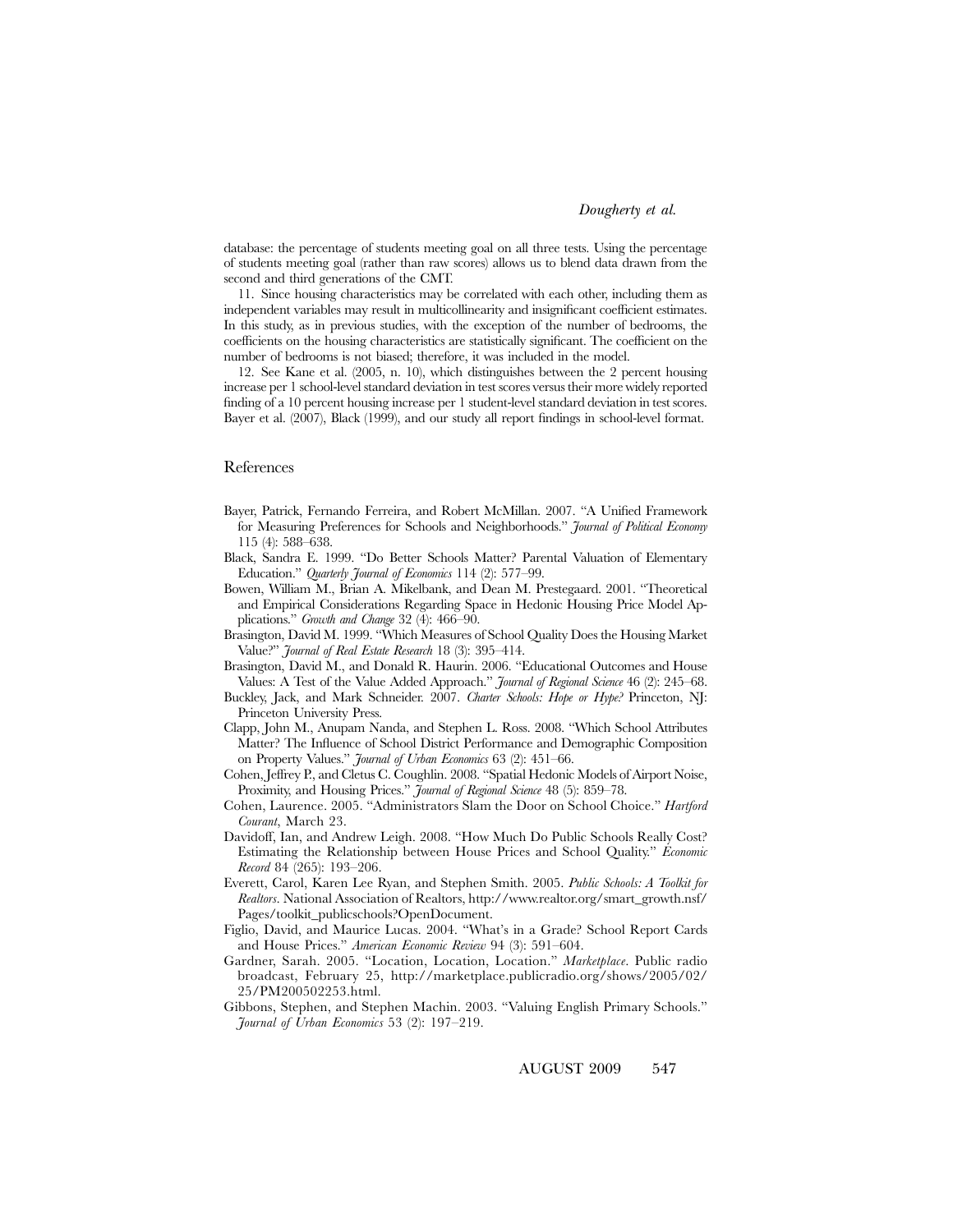database: the percentage of students meeting goal on all three tests. Using the percentage of students meeting goal (rather than raw scores) allows us to blend data drawn from the second and third generations of the CMT.

11. Since housing characteristics may be correlated with each other, including them as independent variables may result in multicollinearity and insignificant coefficient estimates. In this study, as in previous studies, with the exception of the number of bedrooms, the coefficients on the housing characteristics are statistically significant. The coefficient on the number of bedrooms is not biased; therefore, it was included in the model.

12. See Kane et al. (2005, n. 10), which distinguishes between the 2 percent housing increase per 1 school-level standard deviation in test scores versus their more widely reported finding of a 10 percent housing increase per 1 student-level standard deviation in test scores. Bayer et al. (2007), Black (1999), and our study all report findings in school-level format.

## References

Bayer, Patrick, Fernando Ferreira, and Robert McMillan. 2007. "A Unified Framework for Measuring Preferences for Schools and Neighborhoods." *Journal of Political Economy* 115 (4): 588–638.

Black, Sandra E. 1999. "Do Better Schools Matter? Parental Valuation of Elementary Education." *Quarterly Journal of Economics* 114 (2): 577–99.

Bowen, William M., Brian A. Mikelbank, and Dean M. Prestegaard. 2001. "Theoretical and Empirical Considerations Regarding Space in Hedonic Housing Price Model Applications." *Growth and Change* 32 (4): 466–90.

Brasington, David M. 1999. "Which Measures of School Quality Does the Housing Market Value?" *Journal of Real Estate Research* 18 (3): 395–414.

Brasington, David M., and Donald R. Haurin. 2006. "Educational Outcomes and House Values: A Test of the Value Added Approach." *Journal of Regional Science* 46 (2): 245–68.

Buckley, Jack, and Mark Schneider. 2007. *Charter Schools: Hope or Hype?* Princeton, NJ: Princeton University Press.

Clapp, John M., Anupam Nanda, and Stephen L. Ross. 2008. "Which School Attributes Matter? The Influence of School District Performance and Demographic Composition on Property Values." *Journal of Urban Economics* 63 (2): 451–66.

Cohen, Jeffrey P., and Cletus C. Coughlin. 2008. "Spatial Hedonic Models of Airport Noise, Proximity, and Housing Prices." *Journal of Regional Science* 48 (5): 859–78.

Cohen, Laurence. 2005. "Administrators Slam the Door on School Choice." *Hartford Courant*, March 23.

Davidoff, Ian, and Andrew Leigh. 2008. "How Much Do Public Schools Really Cost? Estimating the Relationship between House Prices and School Quality." *Economic Record* 84 (265): 193–206.

Everett, Carol, Karen Lee Ryan, and Stephen Smith. 2005. *Public Schools: A Toolkit for Realtors*. National Association of Realtors, http://www.realtor.org/smart_growth.nsf/Pages/toolkit_publicschools?OpenDocument.

Figlio, David, and Maurice Lucas. 2004. "What's in a Grade? School Report Cards and House Prices." *American Economic Review* 94 (3): 591–604.

Gardner, Sarah. 2005. "Location, Location, Location." *Marketplace*. Public radio broadcast, February 25, http://marketplace.publicradio.org/shows/2005/02/25/PM200502253.html.

Gibbons, Stephen, and Stephen Machin. 2003. "Valuing English Primary Schools." *Journal of Urban Economics* 53 (2): 197–219.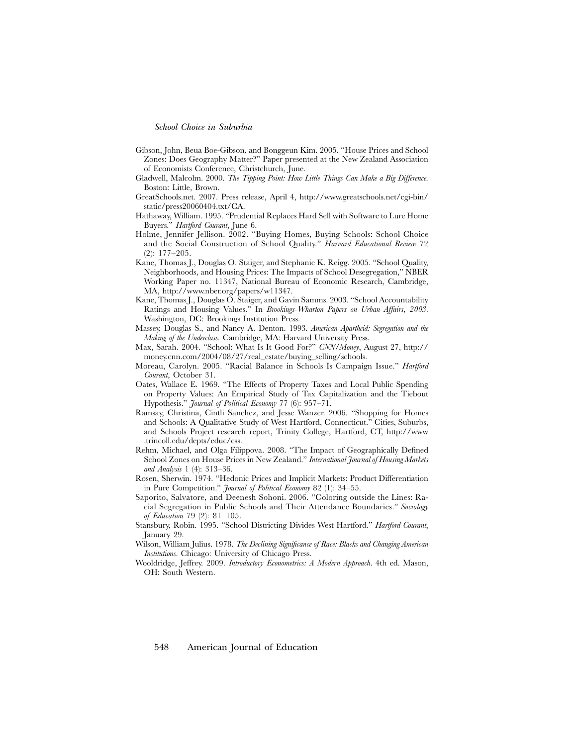Gibson, John, Beua Boe-Gibson, and Bonggeun Kim. 2005. "House Prices and School Zones: Does Geography Matter?" Paper presented at the New Zealand Association of Economists Conference, Christchurch, June.

Gladwell, Malcolm. 2000. *The Tipping Point: How Little Things Can Make a Big Difference*. Boston: Little, Brown.

GreatSchools.net. 2007. Press release, April 4, http://www.greatschools.net/cgi-bin/static/press20060404.txt/CA.

Hathaway, William. 1995. "Prudential Replaces Hard Sell with Software to Lure Home Buyers." *Hartford Courant*, June 6.

Holme, Jennifer Jellison. 2002. "Buying Homes, Buying Schools: School Choice and the Social Construction of School Quality." *Harvard Educational Review* 72 (2): 177–205.

Kane, Thomas J., Douglas O. Staiger, and Stephanie K. Reigg. 2005. "School Quality, Neighborhoods, and Housing Prices: The Impacts of School Desegregation," NBER Working Paper no. 11347, National Bureau of Economic Research, Cambridge, MA, http://www.nber.org/papers/w11347.

Kane, Thomas J., Douglas O. Staiger, and Gavin Samms. 2003. "School Accountability Ratings and Housing Values." In *Brookings-Wharton Papers on Urban Affairs, 2003*. Washington, DC: Brookings Institution Press.

Massey, Douglas S., and Nancy A. Denton. 1993. *American Apartheid: Segregation and the Making of the Underclass*. Cambridge, MA: Harvard University Press.

Max, Sarah. 2004. "School: What Is It Good For?" *CNN/Money*, August 27, http://money.cnn.com/2004/08/27/real_estate/buying_selling/schools.

Moreau, Carolyn. 2005. "Racial Balance in Schools Is Campaign Issue." *Hartford Courant*, October 31.

Oates, Wallace E. 1969. "The Effects of Property Taxes and Local Public Spending on Property Values: An Empirical Study of Tax Capitalization and the Tiebout Hypothesis." *Journal of Political Economy* 77 (6): 957–71.

Ramsay, Christina, Cintli Sanchez, and Jesse Wanzer. 2006. "Shopping for Homes and Schools: A Qualitative Study of West Hartford, Connecticut." Cities, Suburbs, and Schools Project research report, Trinity College, Hartford, CT, http://www.trincoll.edu/depts/educ/css.

Rehm, Michael, and Olga Filippova. 2008. "The Impact of Geographically Defined School Zones on House Prices in New Zealand." *International Journal of Housing Markets and Analysis* 1 (4): 313–36.

Rosen, Sherwin. 1974. "Hedonic Prices and Implicit Markets: Product Differentiation in Pure Competition." *Journal of Political Economy* 82 (1): 34–55.

Saporito, Salvatore, and Deenesh Sohoni. 2006. "Coloring outside the Lines: Racial Segregation in Public Schools and Their Attendance Boundaries." *Sociology of Education* 79 (2): 81–105.

Stansbury, Robin. 1995. "School Districting Divides West Hartford." *Hartford Courant*, January 29.

Wilson, William Julius. 1978. *The Declining Significance of Race: Blacks and Changing American Institutions*. Chicago: University of Chicago Press.

Wooldridge, Jeffrey. 2009. *Introductory Econometrics: A Modern Approach*. 4th ed. Mason, OH: South Western.